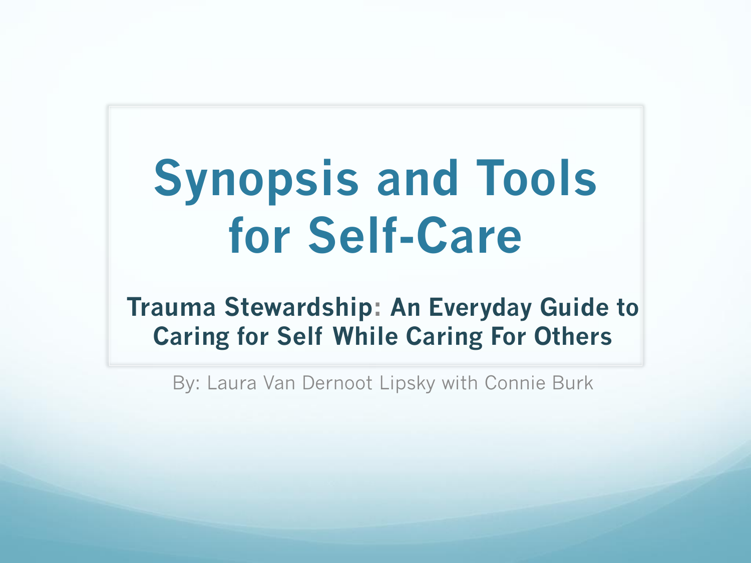# Synopsis and Tools for Self-Care

## Trauma Stewardship: An Everyday Guide to Caring for Self While Caring For Others

By: Laura Van Dernoot Lipsky with Connie Burk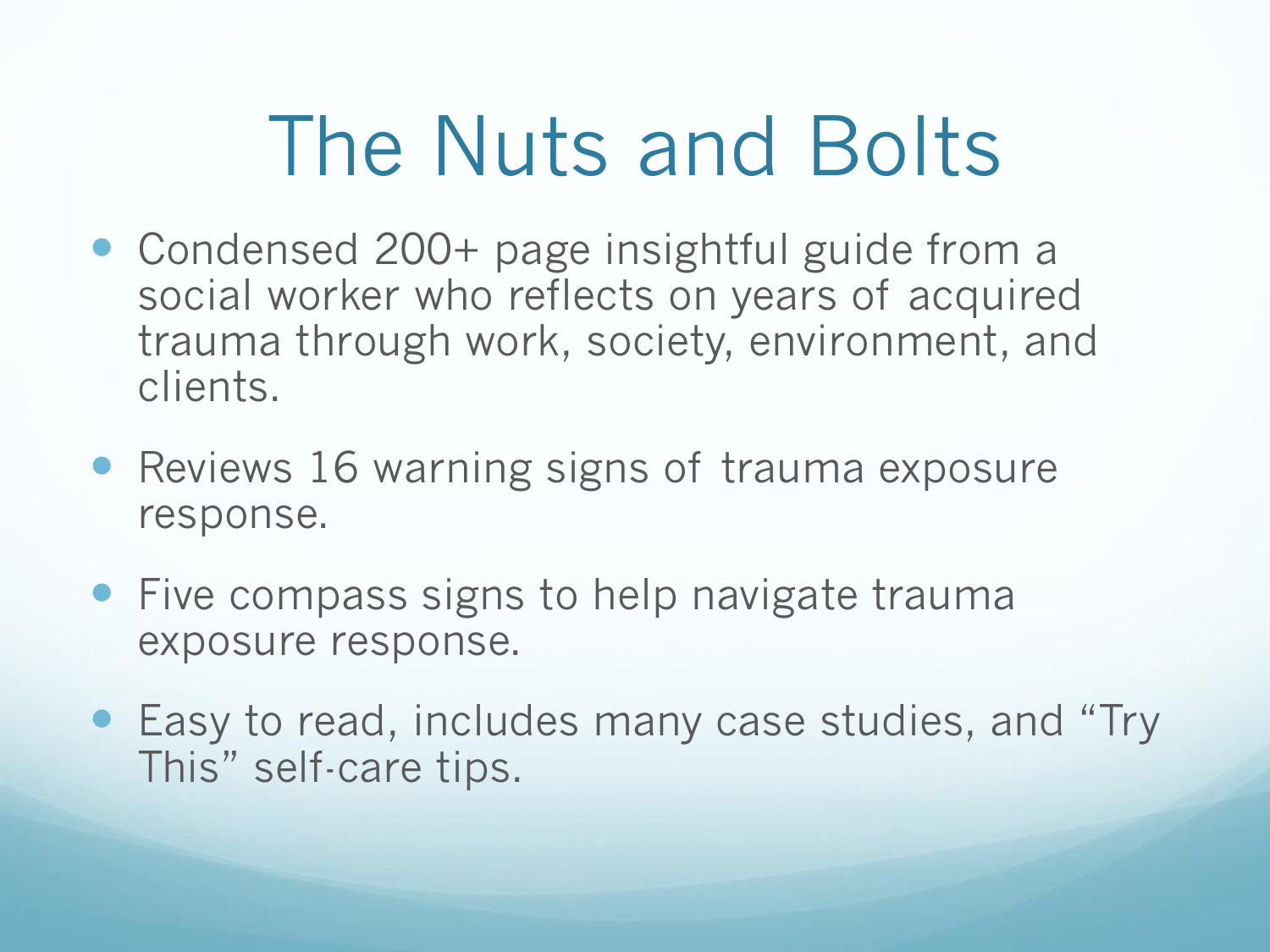# The Nuts and Bolts

- Condensed 200+ page insightful guide from a social worker who reflects on years of acquired trauma through work, society, environment, and clients.
- Reviews 16 warning signs of trauma exposure response.
- Five compass signs to help navigate trauma exposure response.
- Easy to read, includes many case studies, and "Try This" self-care tips.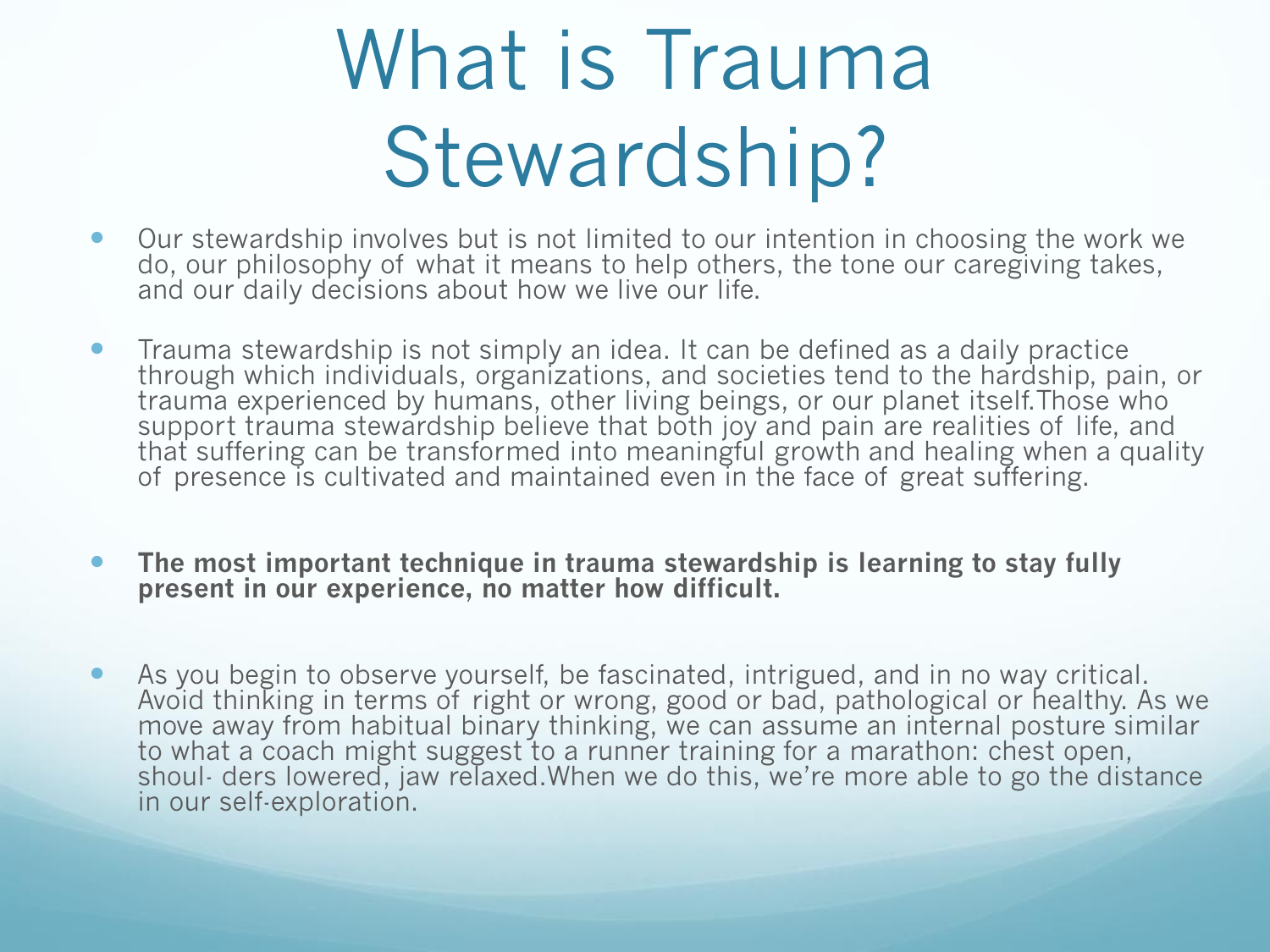# What is Trauma Stewardship?

- Our stewardship involves but is not limited to our intention in choosing the work we do, our philosophy of what it means to help others, the tone our caregiving takes, and our daily decisions about how we live our life.

- Trauma stewardship is not simply an idea. It can be defined as a daily practice through which individuals, organizations, and societies tend to the hardship, pain, or trauma experienced by humans, other living beings, or our planet itself.Those who support trauma stewardship believe that both joy and pain are realities of life, and that suffering can be transformed into meaningful growth and healing when a quality of presence is cultivated and maintained even in the face of great suffering.

- **The most important technique in trauma stewardship is learning to stay fully present in our experience, no matter how difficult.**

- As you begin to observe yourself, be fascinated, intrigued, and in no way critical. Avoid thinking in terms of right or wrong, good or bad, pathological or healthy. As we move away from habitual binary thinking, we can assume an internal posture similar to what a coach might suggest to a runner training for a marathon: chest open, shoul- ders lowered, jaw relaxed.When we do this, we're more able to go the distance in our self-exploration.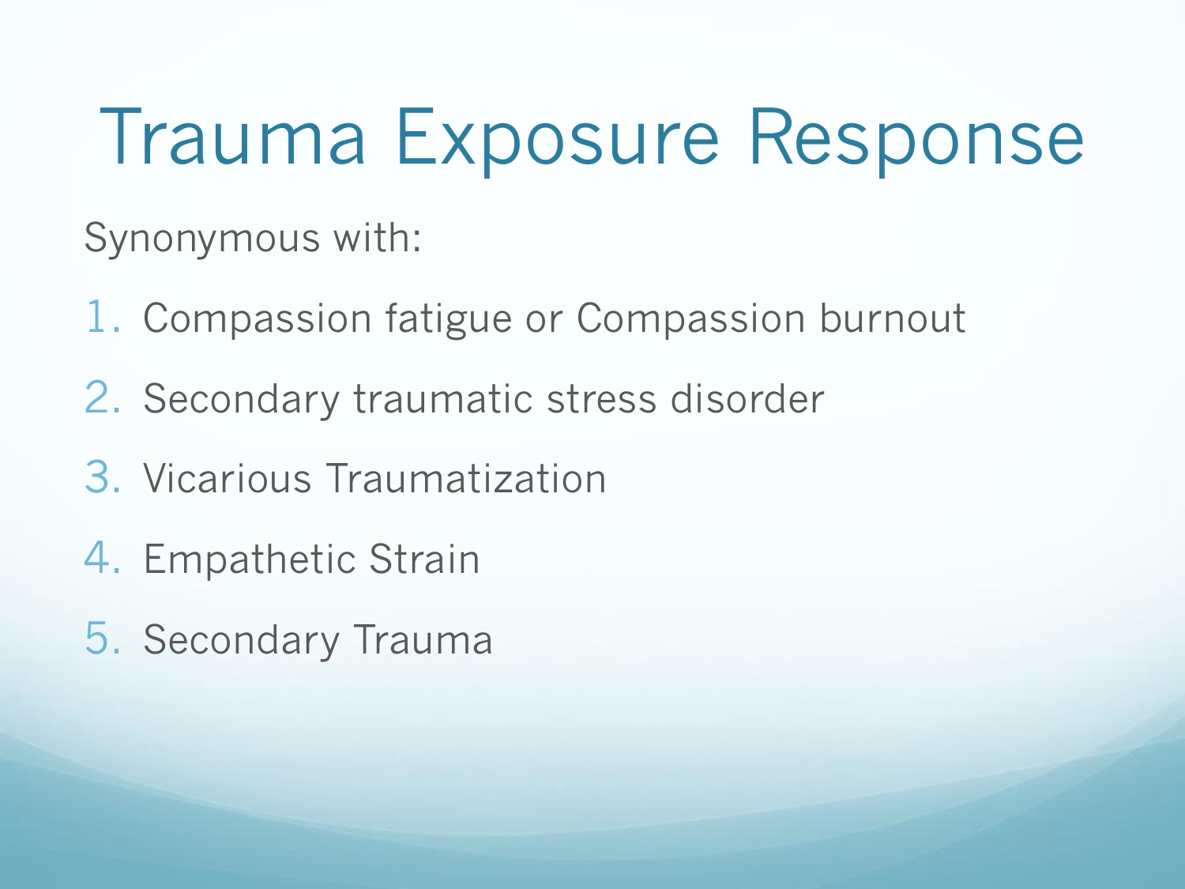# Trauma Exposure Response

Synonymous with:

1. Compassion fatigue or Compassion burnout
2. Secondary traumatic stress disorder
3. Vicarious Traumatization
4. Empathetic Strain
5. Secondary Trauma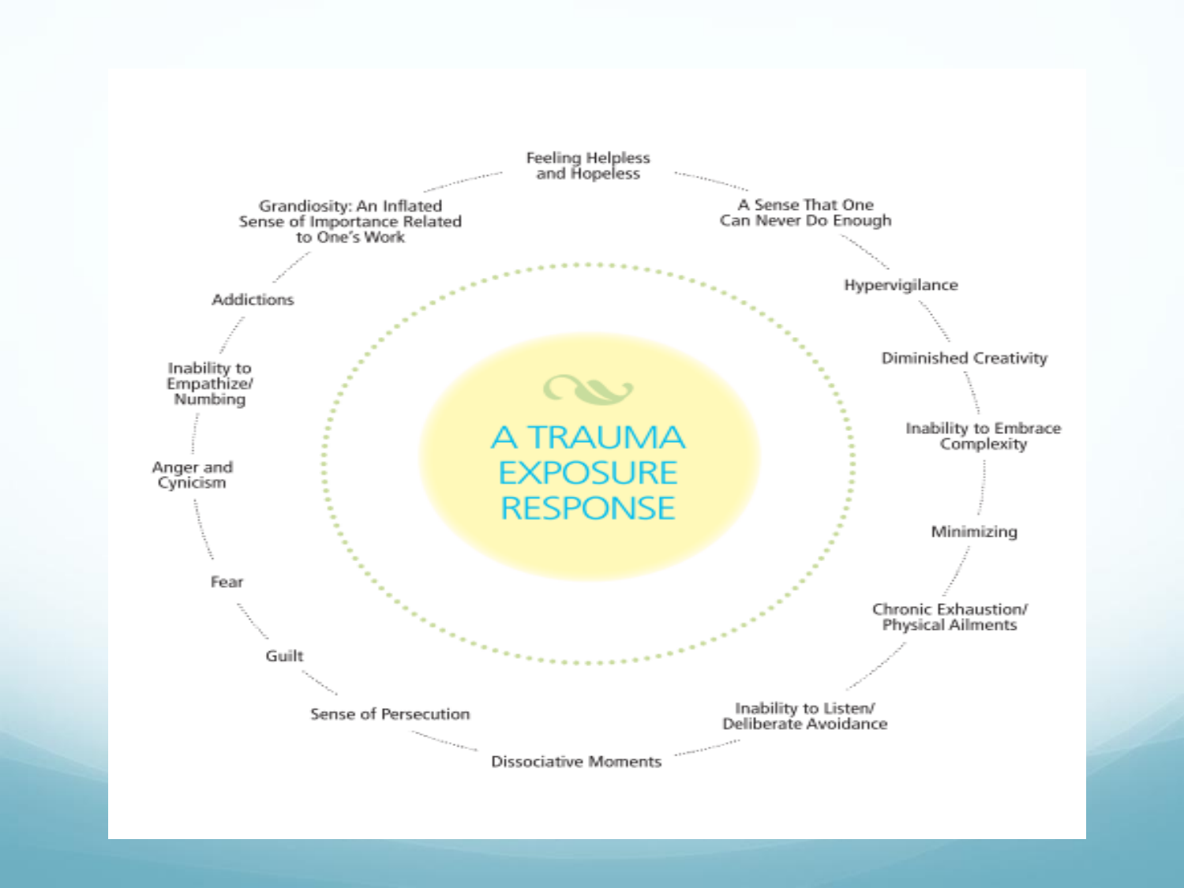# A TRAUMA EXPOSURE RESPONSE

- Feeling Helpless and Hopeless
- A Sense That One Can Never Do Enough
- Hypervigilance
- Diminished Creativity
- Inability to Embrace Complexity
- Minimizing
- Chronic Exhaustion/ Physical Ailments
- Inability to Listen/ Deliberate Avoidance
- Dissociative Moments
- Sense of Persecution
- Guilt
- Fear
- Anger and Cynicism
- Inability to Empathize/ Numbing
- Addictions
- Grandiosity: An Inflated Sense of Importance Related to One's Work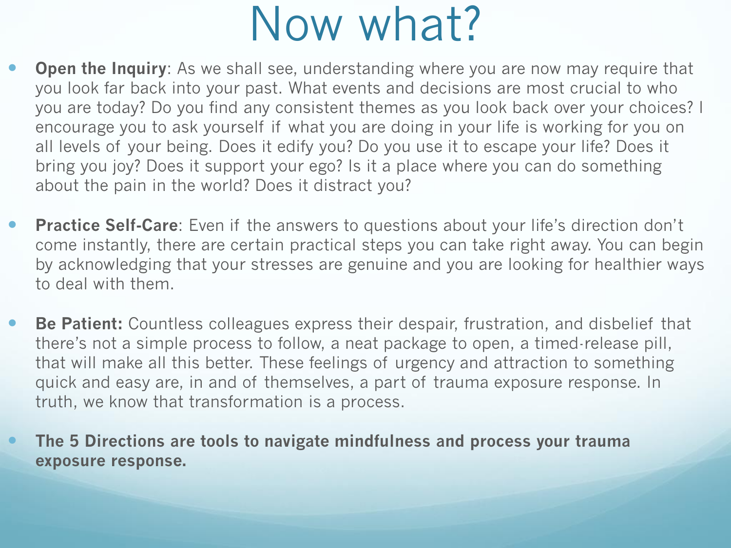# Now what?

- **Open the Inquiry**: As we shall see, understanding where you are now may require that you look far back into your past. What events and decisions are most crucial to who you are today? Do you find any consistent themes as you look back over your choices? I encourage you to ask yourself if what you are doing in your life is working for you on all levels of your being. Does it edify you? Do you use it to escape your life? Does it bring you joy? Does it support your ego? Is it a place where you can do something about the pain in the world? Does it distract you?

- **Practice Self-Care**: Even if the answers to questions about your life's direction don't come instantly, there are certain practical steps you can take right away. You can begin by acknowledging that your stresses are genuine and you are looking for healthier ways to deal with them.

- **Be Patient:** Countless colleagues express their despair, frustration, and disbelief that there's not a simple process to follow, a neat package to open, a timed-release pill, that will make all this better. These feelings of urgency and attraction to something quick and easy are, in and of themselves, a part of trauma exposure response. In truth, we know that transformation is a process.

- **The 5 Directions are tools to navigate mindfulness and process your trauma exposure response.**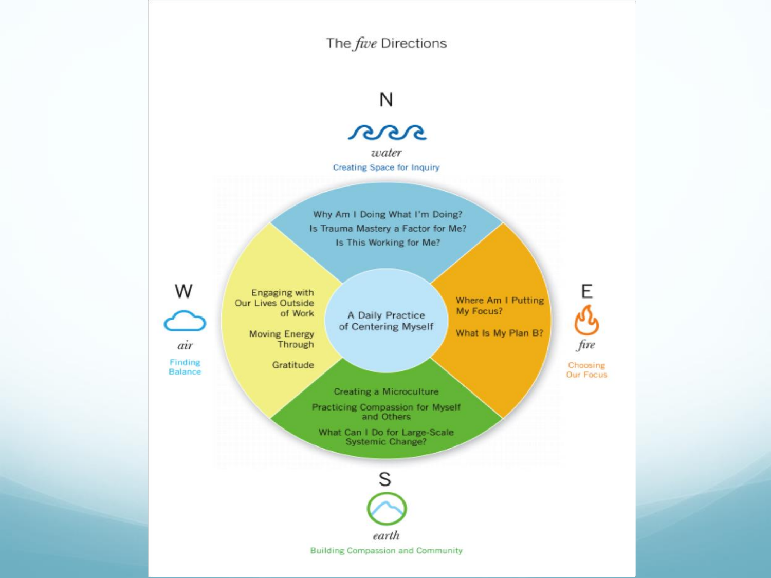# The *five* Directions

**N**

*water*

Creating Space for Inquiry

- Why Am I Doing What I'm Doing?
- Is Trauma Mastery a Factor for Me?
- Is This Working for Me?

**E**

*fire*

Choosing Our Focus

- Where Am I Putting My Focus?
- What Is My Plan B?

**S**

*earth*

Building Compassion and Community

- Creating a Microculture
- Practicing Compassion for Myself and Others
- What Can I Do for Large-Scale Systemic Change?

**W**

*air*

Finding Balance

- Engaging with Our Lives Outside of Work
- Moving Energy Through
- Gratitude

**Center**

A Daily Practice of Centering Myself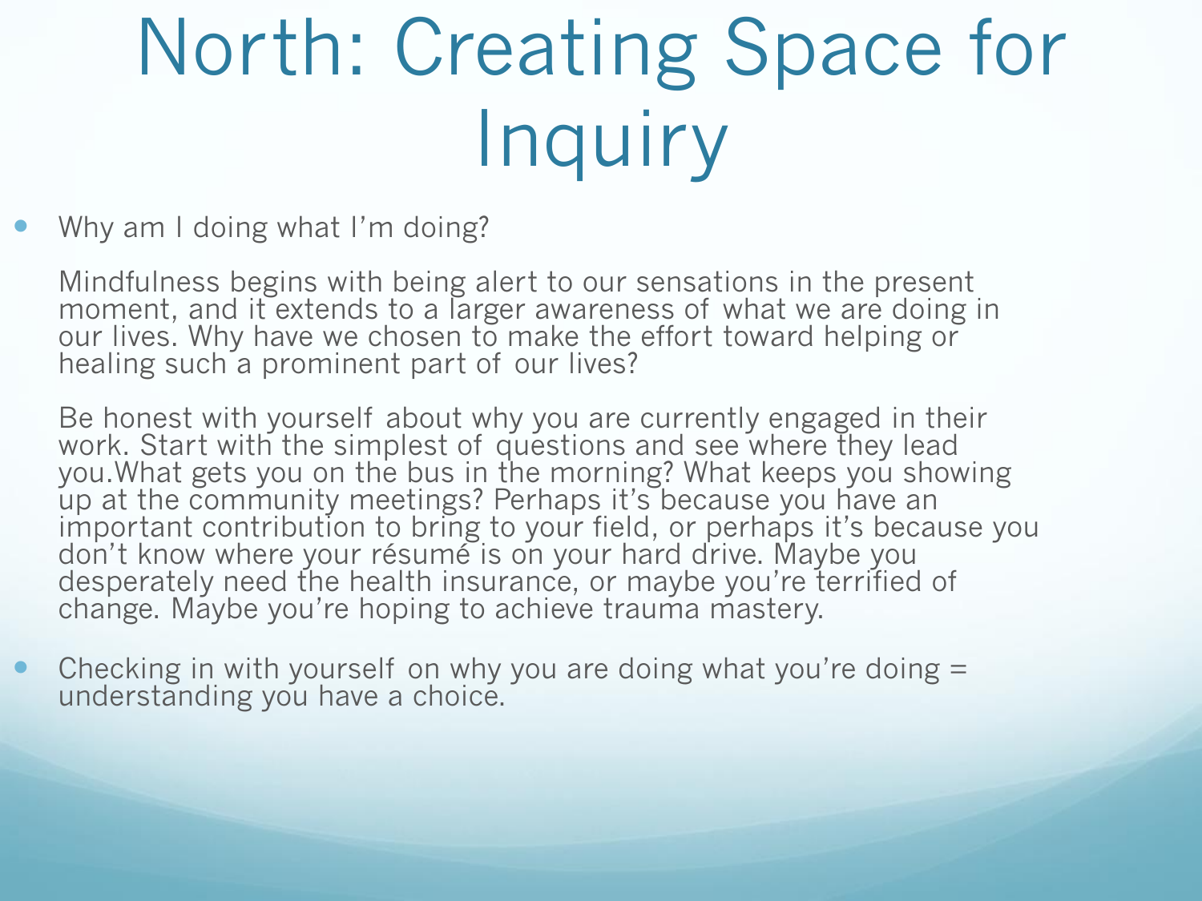# North: Creating Space for Inquiry

- Why am I doing what I'm doing?

  Mindfulness begins with being alert to our sensations in the present moment, and it extends to a larger awareness of what we are doing in our lives. Why have we chosen to make the effort toward helping or healing such a prominent part of our lives?

  Be honest with yourself about why you are currently engaged in their work. Start with the simplest of questions and see where they lead you.What gets you on the bus in the morning? What keeps you showing up at the community meetings? Perhaps it's because you have an important contribution to bring to your field, or perhaps it's because you don't know where your résumé is on your hard drive. Maybe you desperately need the health insurance, or maybe you're terrified of change. Maybe you're hoping to achieve trauma mastery.

- Checking in with yourself on why you are doing what you're doing = understanding you have a choice.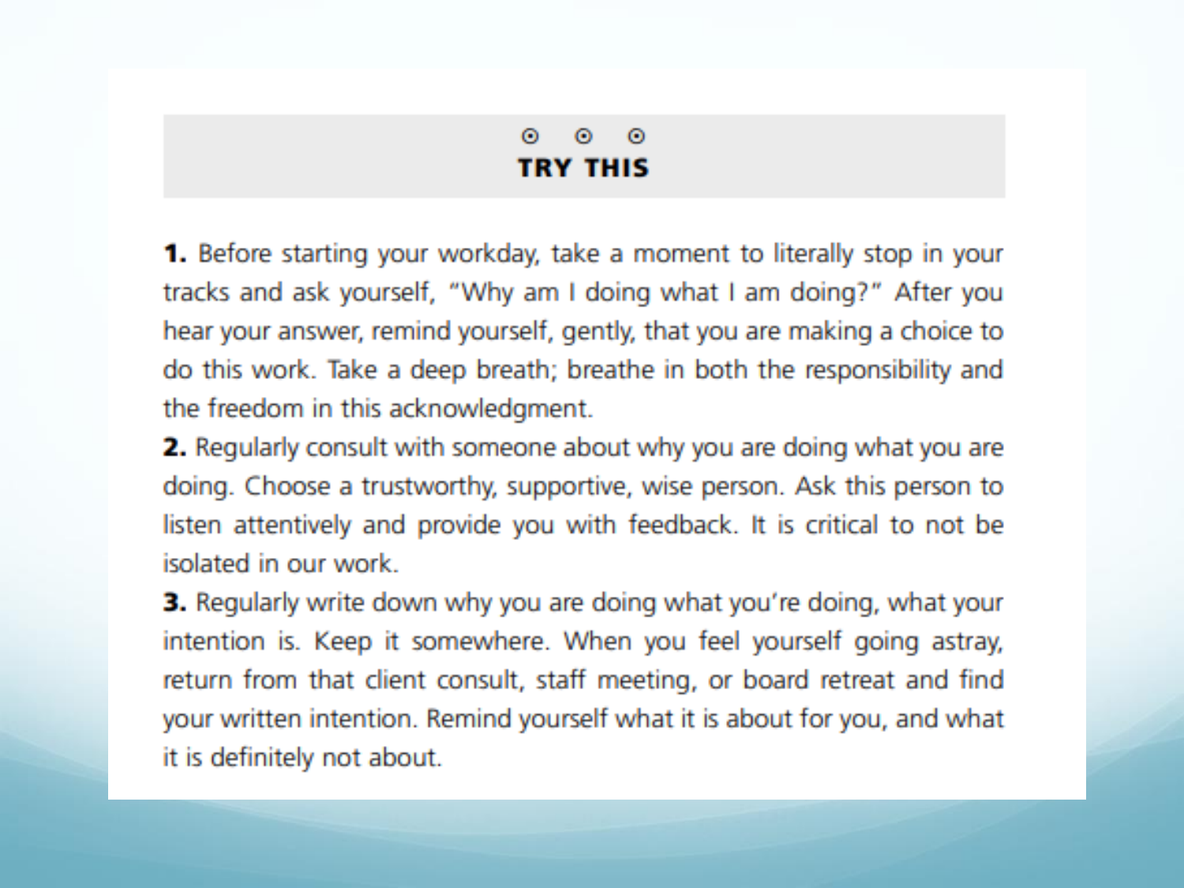## TRY THIS

**1.** Before starting your workday, take a moment to literally stop in your tracks and ask yourself, "Why am I doing what I am doing?" After you hear your answer, remind yourself, gently, that you are making a choice to do this work. Take a deep breath; breathe in both the responsibility and the freedom in this acknowledgment.

**2.** Regularly consult with someone about why you are doing what you are doing. Choose a trustworthy, supportive, wise person. Ask this person to listen attentively and provide you with feedback. It is critical to not be isolated in our work.

**3.** Regularly write down why you are doing what you're doing, what your intention is. Keep it somewhere. When you feel yourself going astray, return from that client consult, staff meeting, or board retreat and find your written intention. Remind yourself what it is about for you, and what it is definitely not about.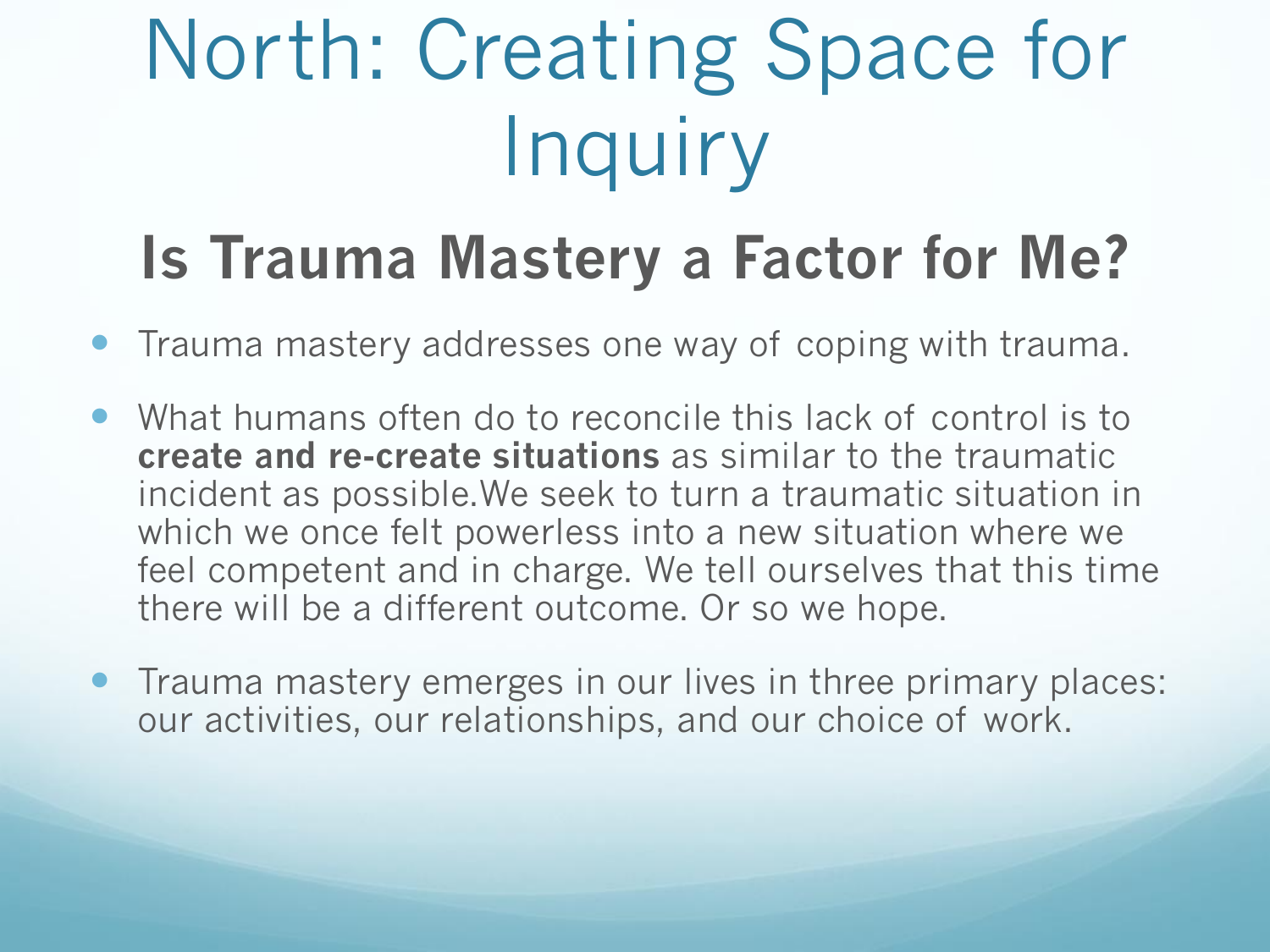# North: Creating Space for Inquiry

## Is Trauma Mastery a Factor for Me?

- Trauma mastery addresses one way of coping with trauma.
- What humans often do to reconcile this lack of control is to **create and re-create situations** as similar to the traumatic incident as possible.We seek to turn a traumatic situation in which we once felt powerless into a new situation where we feel competent and in charge. We tell ourselves that this time there will be a different outcome. Or so we hope.
- Trauma mastery emerges in our lives in three primary places: our activities, our relationships, and our choice of work.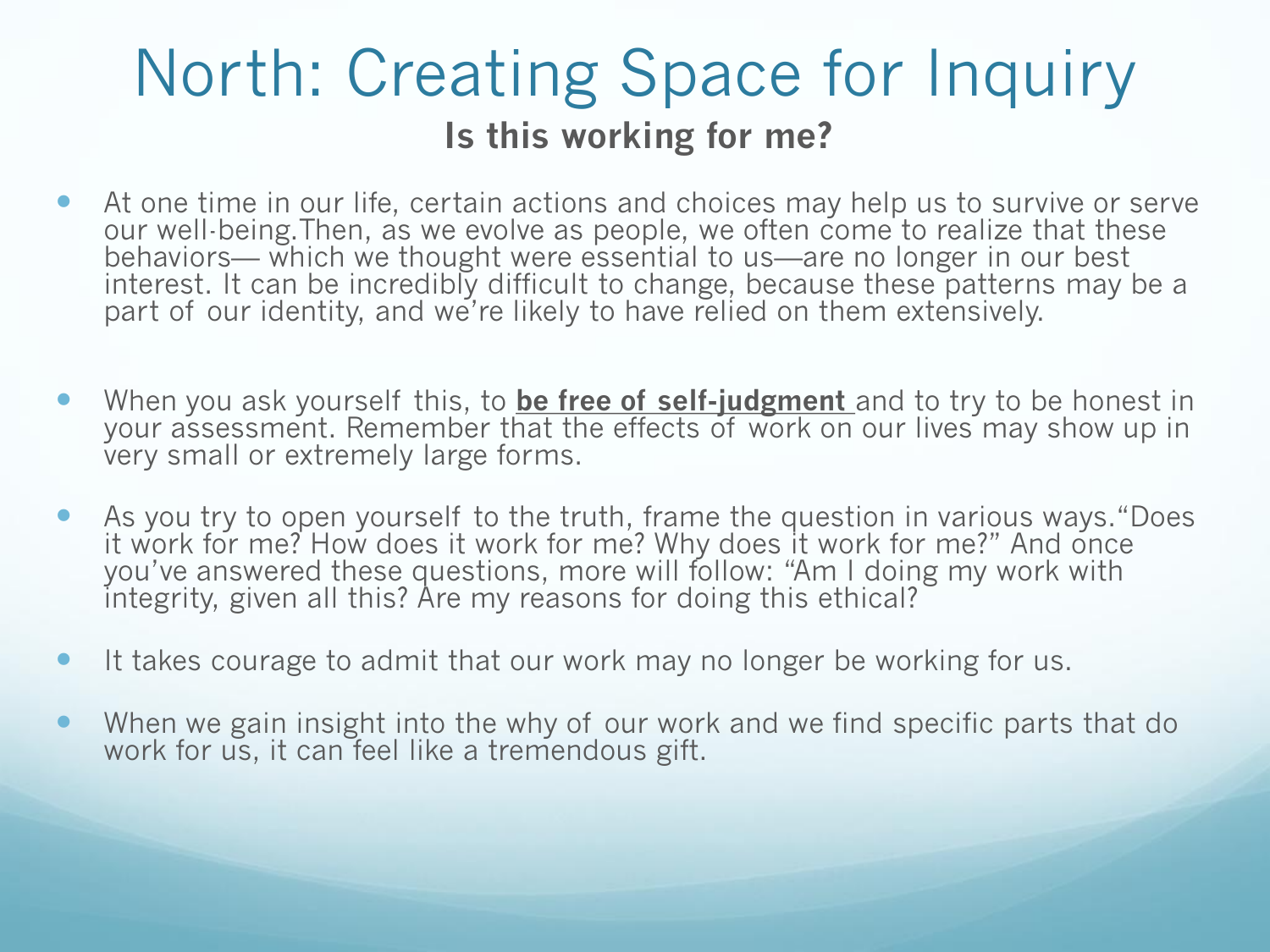# North: Creating Space for Inquiry

## Is this working for me?

- At one time in our life, certain actions and choices may help us to survive or serve our well-being.Then, as we evolve as people, we often come to realize that these behaviors— which we thought were essential to us—are no longer in our best interest. It can be incredibly difficult to change, because these patterns may be a part of our identity, and we're likely to have relied on them extensively.

- When you ask yourself this, to **<u>be free of self-judgment</u>** and to try to be honest in your assessment. Remember that the effects of work on our lives may show up in very small or extremely large forms.

- As you try to open yourself to the truth, frame the question in various ways."Does it work for me? How does it work for me? Why does it work for me?" And once you've answered these questions, more will follow: "Am I doing my work with integrity, given all this? Are my reasons for doing this ethical?

- It takes courage to admit that our work may no longer be working for us.

- When we gain insight into the why of our work and we find specific parts that do work for us, it can feel like a tremendous gift.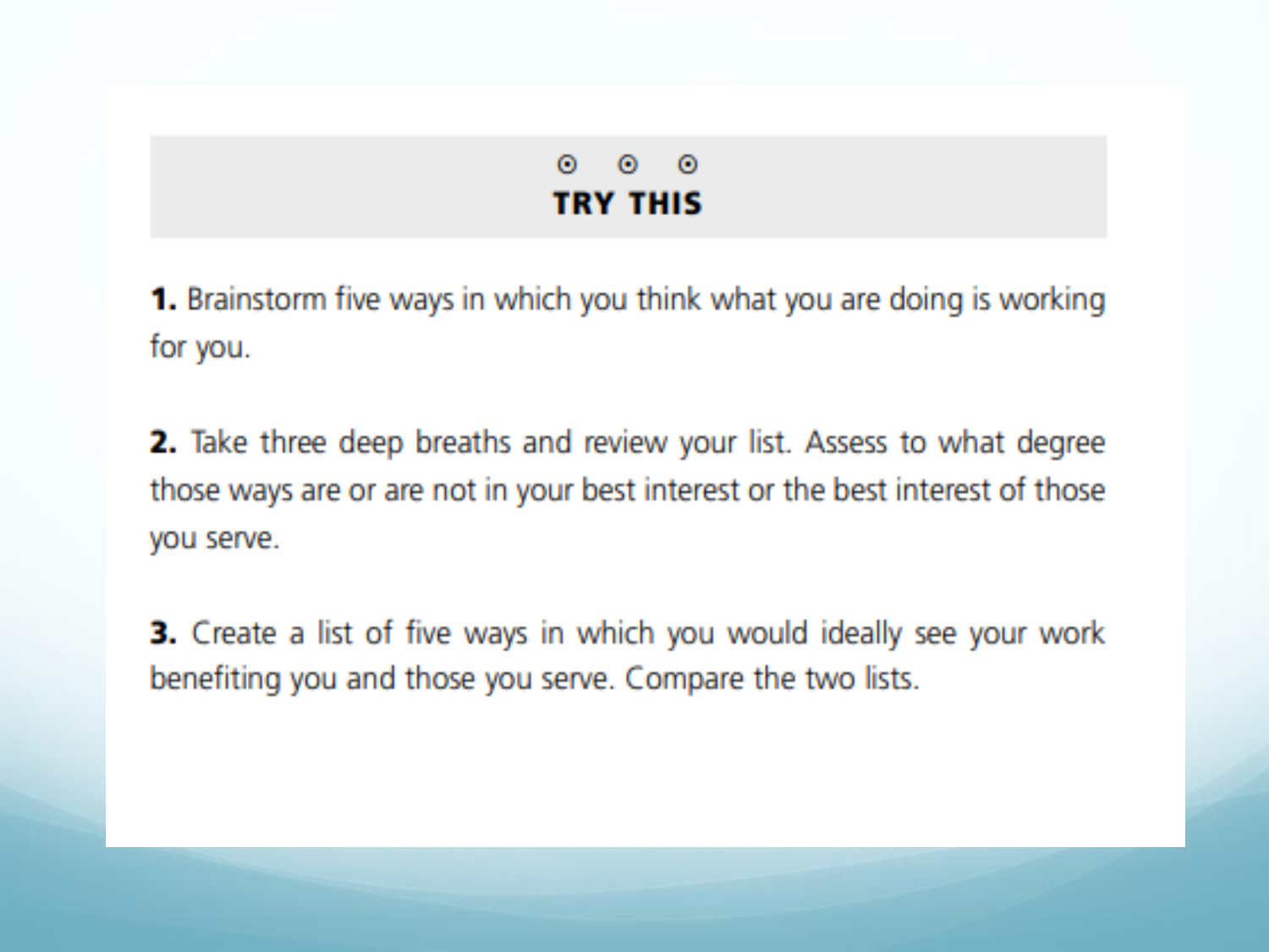## TRY THIS

**1.** Brainstorm five ways in which you think what you are doing is working for you.

**2.** Take three deep breaths and review your list. Assess to what degree those ways are or are not in your best interest or the best interest of those you serve.

**3.** Create a list of five ways in which you would ideally see your work benefiting you and those you serve. Compare the two lists.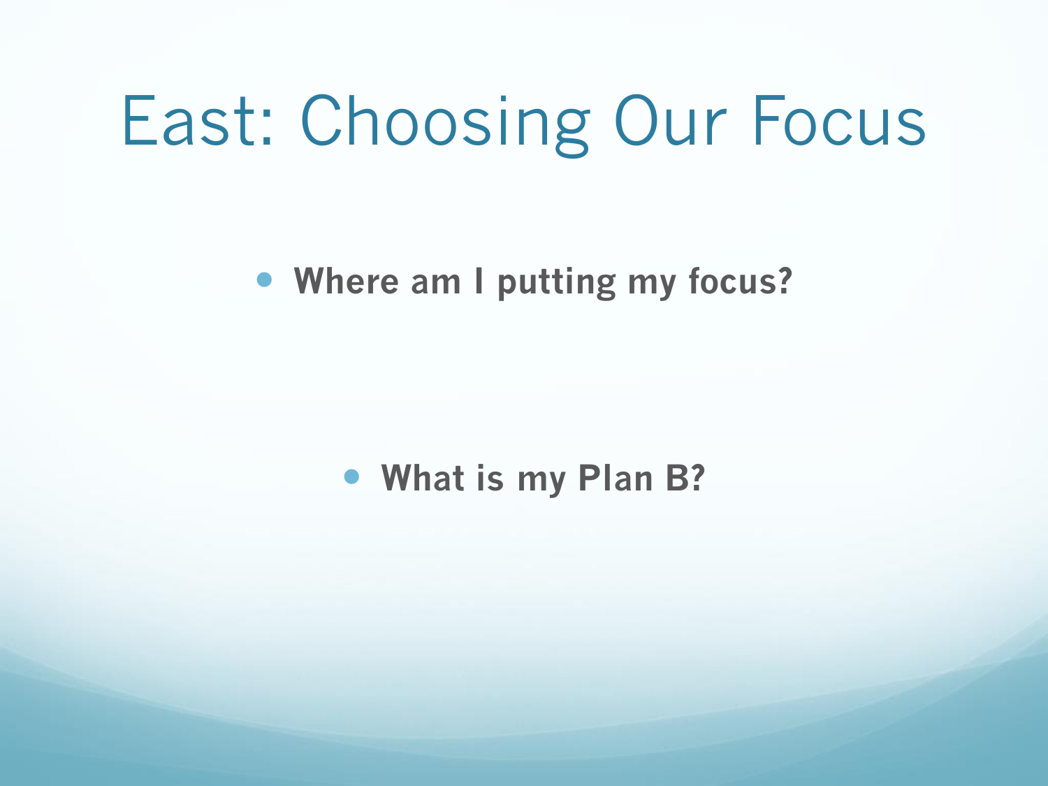# East: Choosing Our Focus

- **Where am I putting my focus?**

- **What is my Plan B?**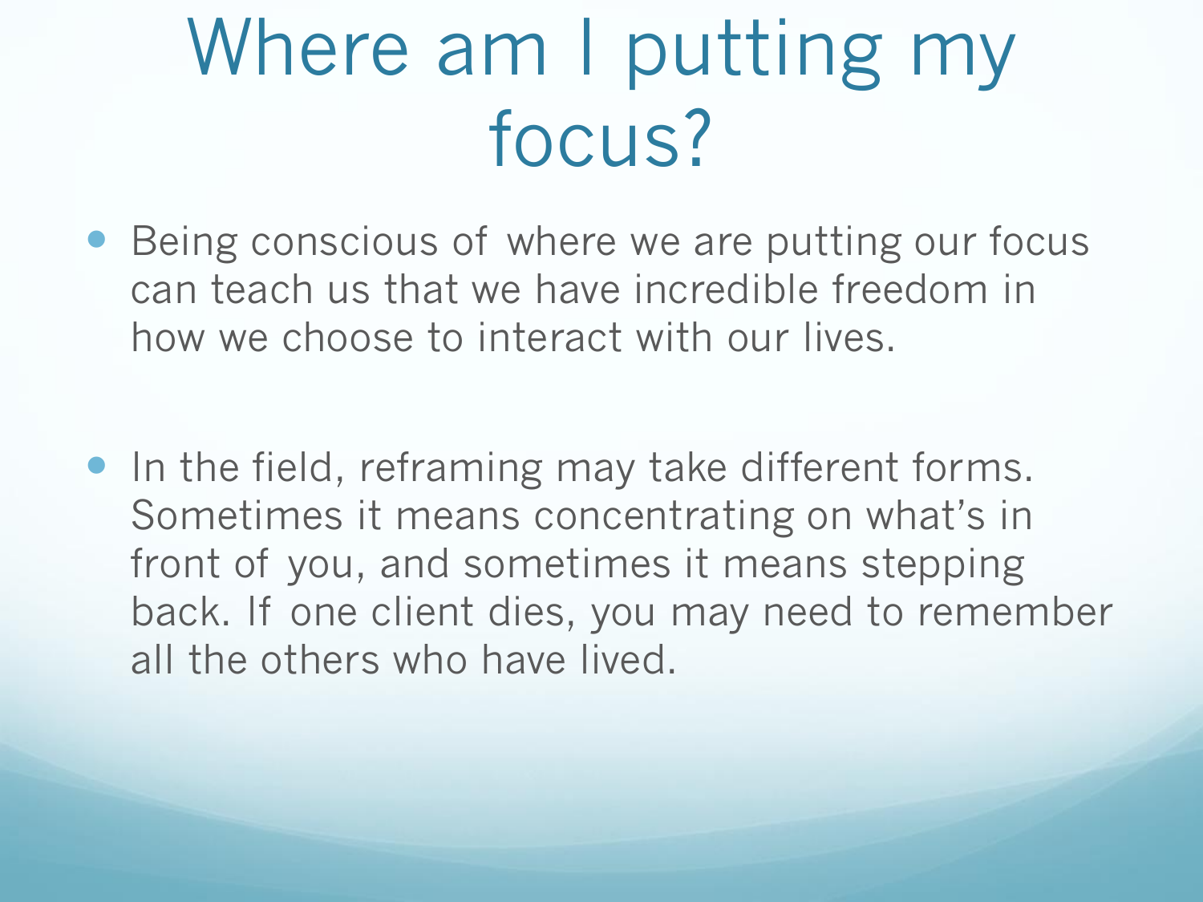# Where am I putting my focus?

- Being conscious of where we are putting our focus can teach us that we have incredible freedom in how we choose to interact with our lives.

- In the field, reframing may take different forms. Sometimes it means concentrating on what's in front of you, and sometimes it means stepping back. If one client dies, you may need to remember all the others who have lived.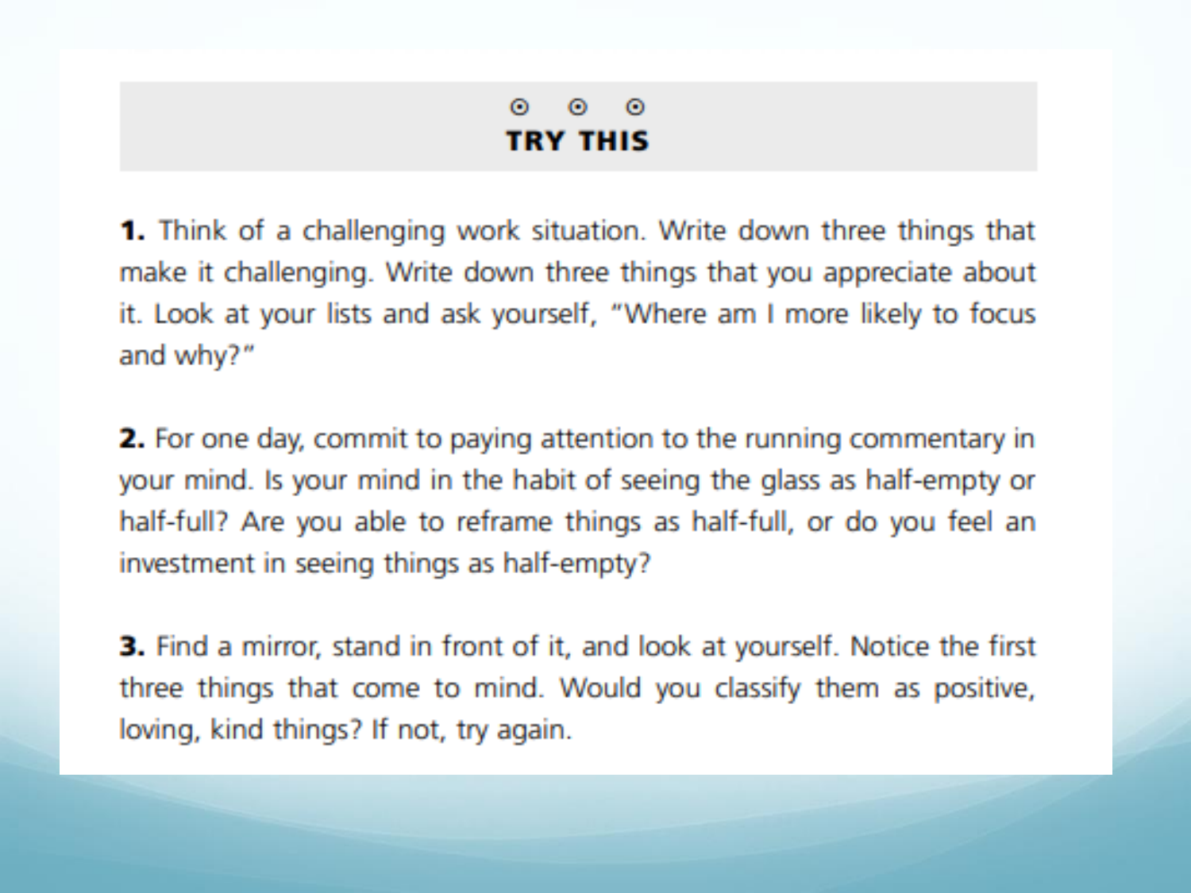## TRY THIS

**1.** Think of a challenging work situation. Write down three things that make it challenging. Write down three things that you appreciate about it. Look at your lists and ask yourself, "Where am I more likely to focus and why?"

**2.** For one day, commit to paying attention to the running commentary in your mind. Is your mind in the habit of seeing the glass as half-empty or half-full? Are you able to reframe things as half-full, or do you feel an investment in seeing things as half-empty?

**3.** Find a mirror, stand in front of it, and look at yourself. Notice the first three things that come to mind. Would you classify them as positive, loving, kind things? If not, try again.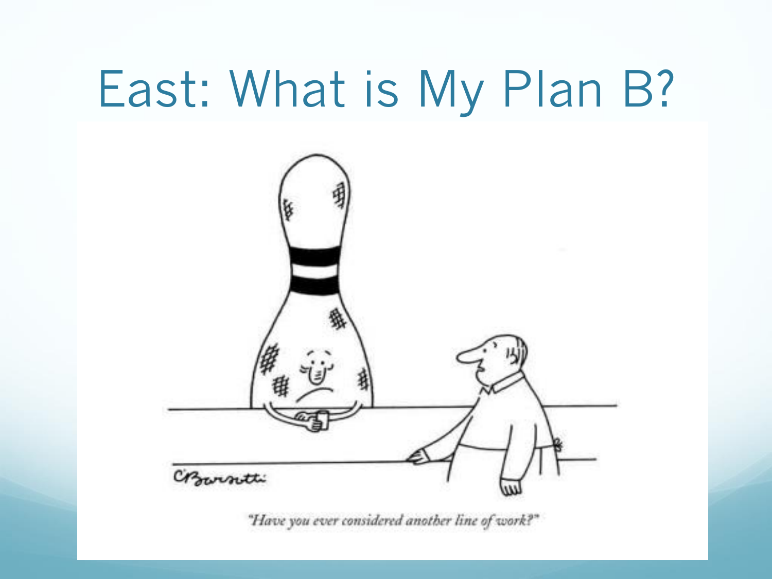# East: What is My Plan B?

"Have you ever considered another line of work?"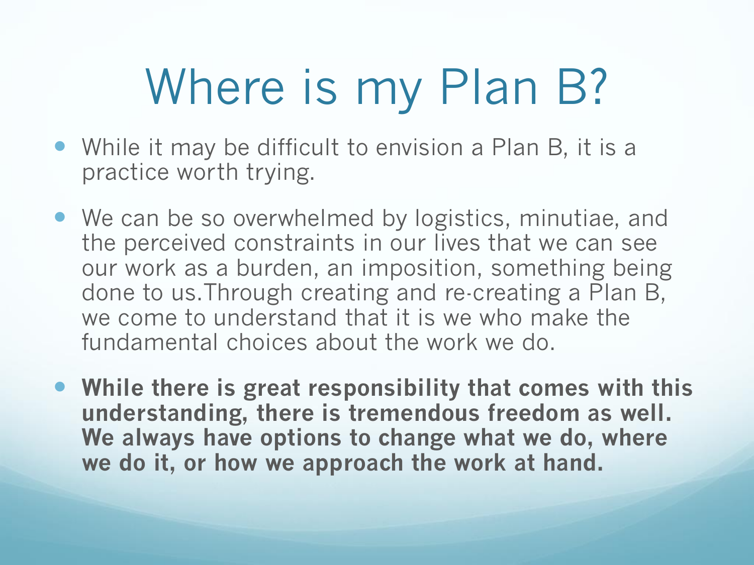# Where is my Plan B?

- While it may be difficult to envision a Plan B, it is a practice worth trying.
- We can be so overwhelmed by logistics, minutiae, and the perceived constraints in our lives that we can see our work as a burden, an imposition, something being done to us.Through creating and re-creating a Plan B, we come to understand that it is we who make the fundamental choices about the work we do.
- **While there is great responsibility that comes with this understanding, there is tremendous freedom as well. We always have options to change what we do, where we do it, or how we approach the work at hand.**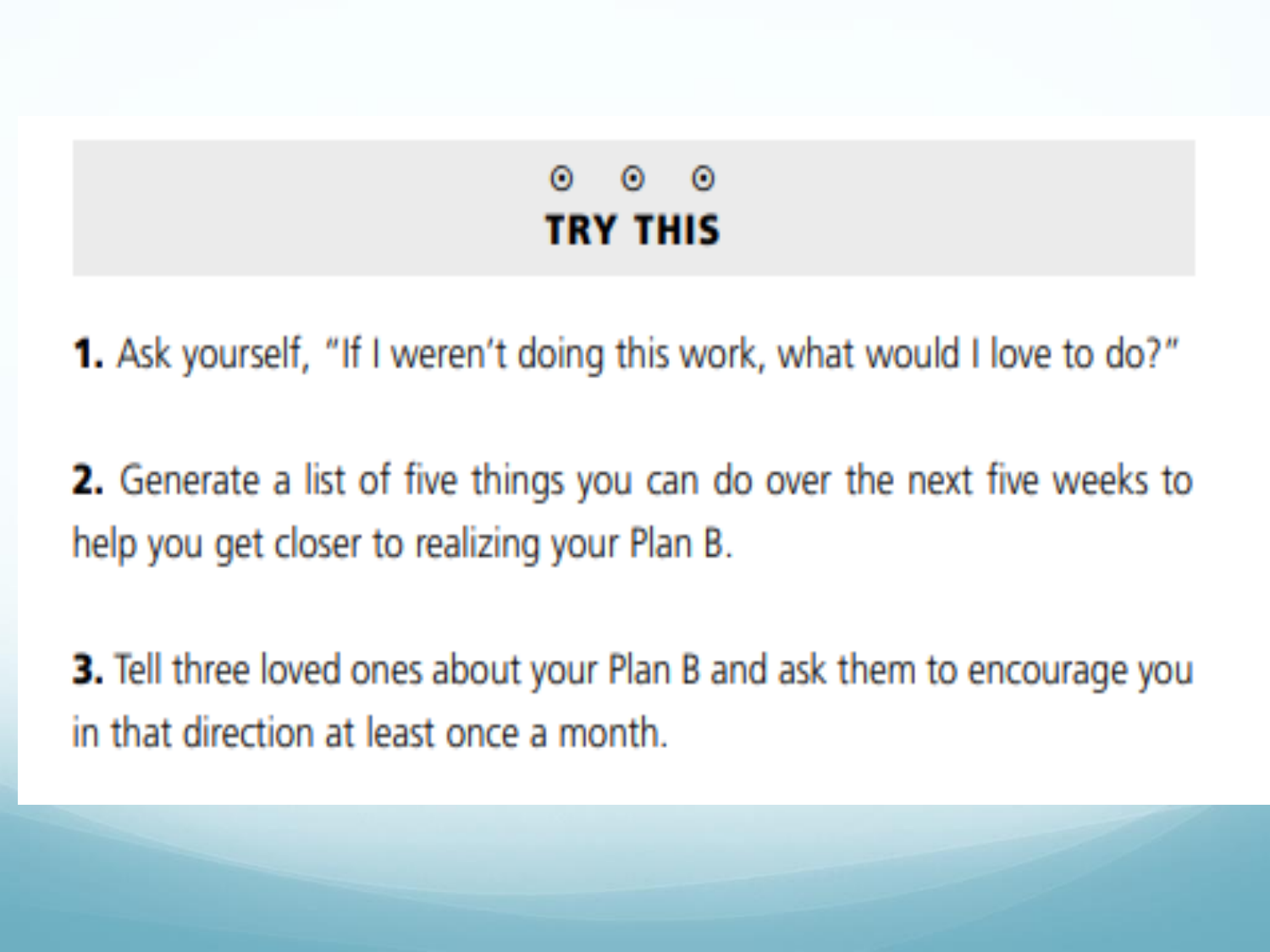## TRY THIS

1. Ask yourself, "If I weren't doing this work, what would I love to do?"

2. Generate a list of five things you can do over the next five weeks to help you get closer to realizing your Plan B.

3. Tell three loved ones about your Plan B and ask them to encourage you in that direction at least once a month.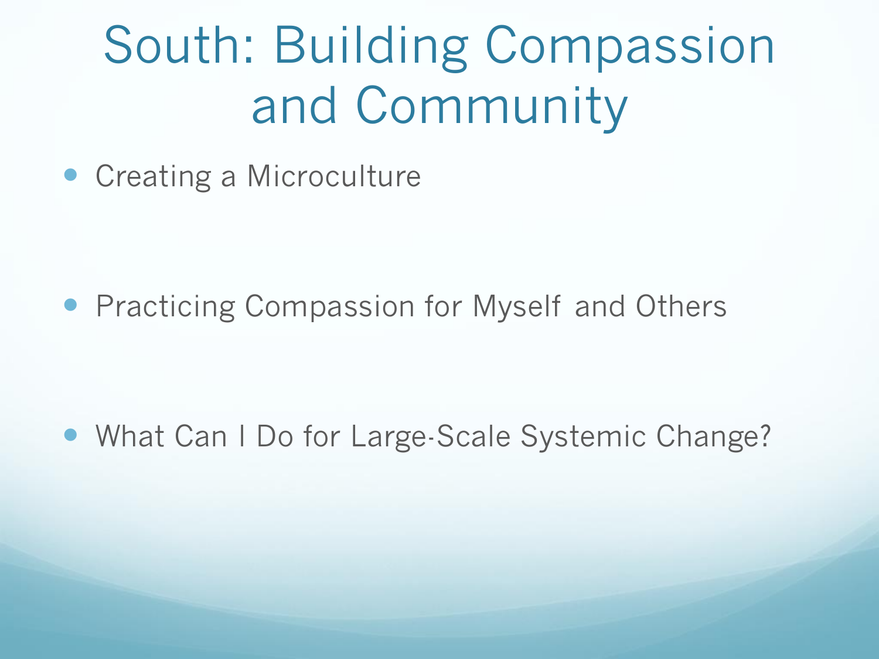# South: Building Compassion and Community

- Creating a Microculture
- Practicing Compassion for Myself and Others
- What Can I Do for Large-Scale Systemic Change?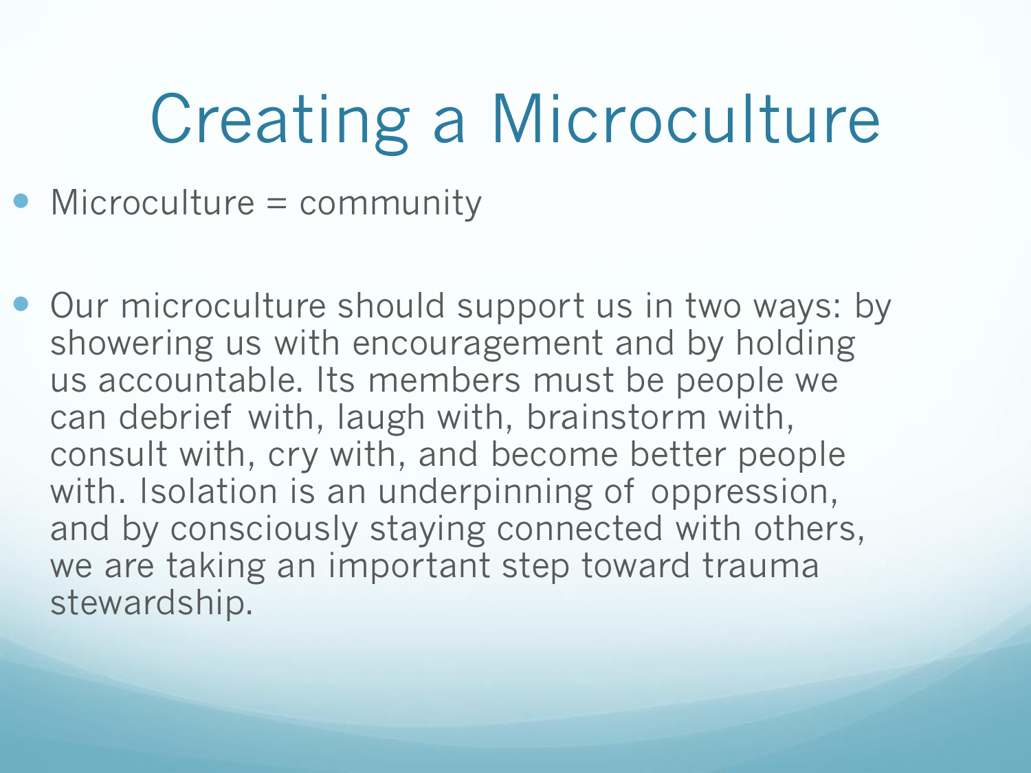# Creating a Microculture

- Microculture = community

- Our microculture should support us in two ways: by showering us with encouragement and by holding us accountable. Its members must be people we can debrief with, laugh with, brainstorm with, consult with, cry with, and become better people with. Isolation is an underpinning of oppression, and by consciously staying connected with others, we are taking an important step toward trauma stewardship.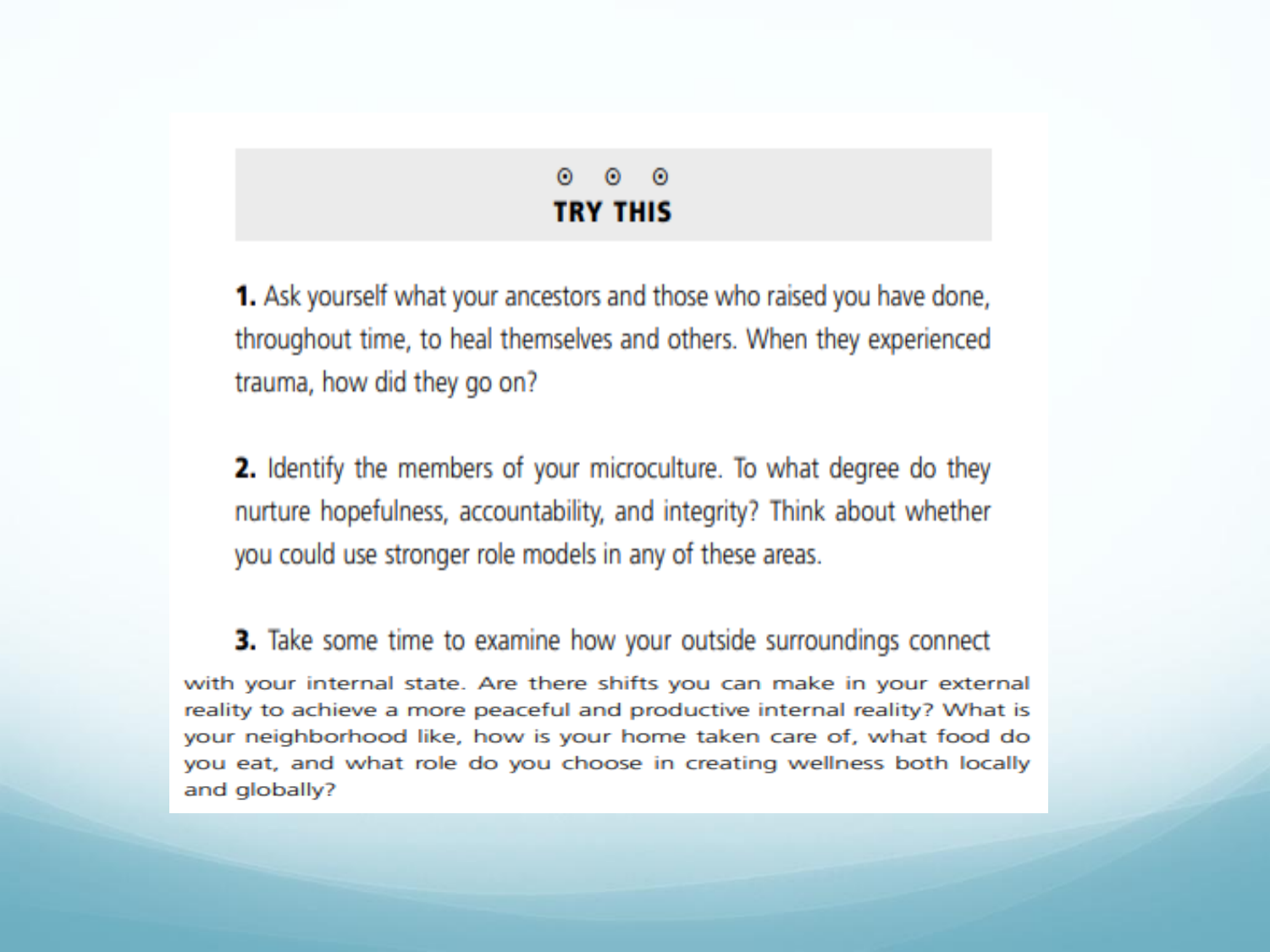⊙ ⊙ ⊙

## TRY THIS

**1.** Ask yourself what your ancestors and those who raised you have done, throughout time, to heal themselves and others. When they experienced trauma, how did they go on?

**2.** Identify the members of your microculture. To what degree do they nurture hopefulness, accountability, and integrity? Think about whether you could use stronger role models in any of these areas.

**3.** Take some time to examine how your outside surroundings connect with your internal state. Are there shifts you can make in your external reality to achieve a more peaceful and productive internal reality? What is your neighborhood like, how is your home taken care of, what food do you eat, and what role do you choose in creating wellness both locally and globally?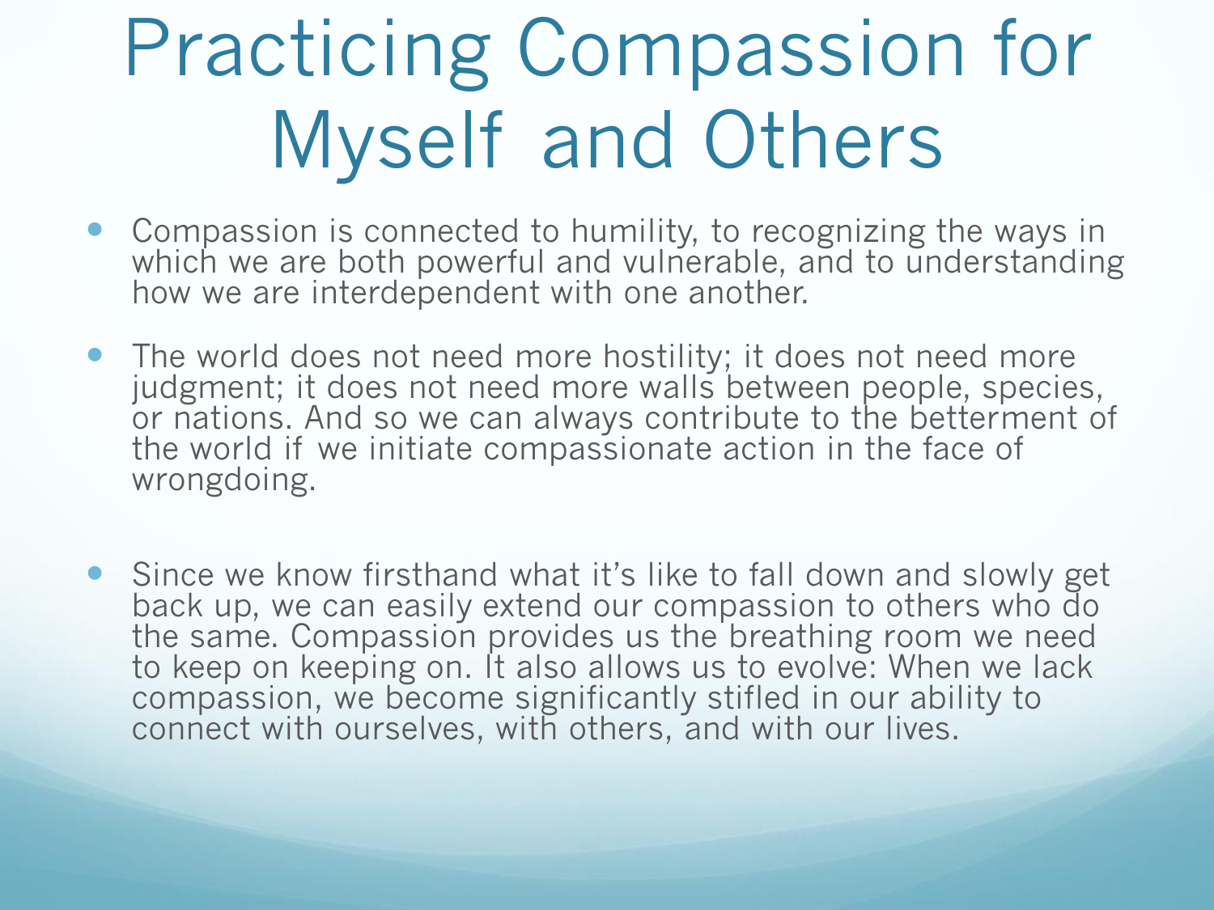# Practicing Compassion for Myself and Others

- Compassion is connected to humility, to recognizing the ways in which we are both powerful and vulnerable, and to understanding how we are interdependent with one another.
- The world does not need more hostility; it does not need more judgment; it does not need more walls between people, species, or nations. And so we can always contribute to the betterment of the world if we initiate compassionate action in the face of wrongdoing.
- Since we know firsthand what it's like to fall down and slowly get back up, we can easily extend our compassion to others who do the same. Compassion provides us the breathing room we need to keep on keeping on. It also allows us to evolve: When we lack compassion, we become significantly stifled in our ability to connect with ourselves, with others, and with our lives.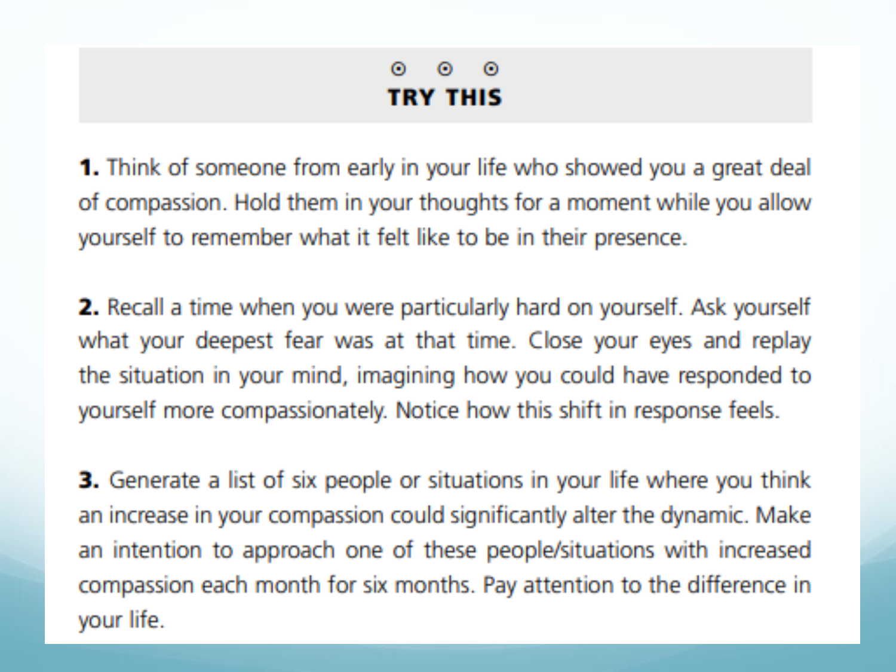## TRY THIS

**1.** Think of someone from early in your life who showed you a great deal of compassion. Hold them in your thoughts for a moment while you allow yourself to remember what it felt like to be in their presence.

**2.** Recall a time when you were particularly hard on yourself. Ask yourself what your deepest fear was at that time. Close your eyes and replay the situation in your mind, imagining how you could have responded to yourself more compassionately. Notice how this shift in response feels.

**3.** Generate a list of six people or situations in your life where you think an increase in your compassion could significantly alter the dynamic. Make an intention to approach one of these people/situations with increased compassion each month for six months. Pay attention to the difference in your life.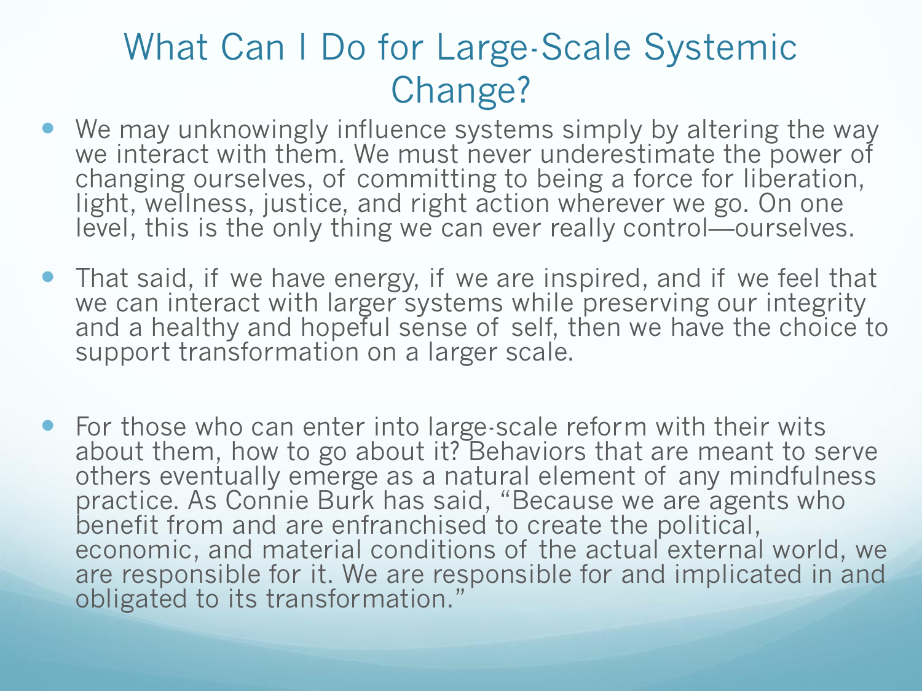# What Can I Do for Large-Scale Systemic Change?

- We may unknowingly influence systems simply by altering the way we interact with them. We must never underestimate the power of changing ourselves, of committing to being a force for liberation, light, wellness, justice, and right action wherever we go. On one level, this is the only thing we can ever really control—ourselves.
- That said, if we have energy, if we are inspired, and if we feel that we can interact with larger systems while preserving our integrity and a healthy and hopeful sense of self, then we have the choice to support transformation on a larger scale.
- For those who can enter into large-scale reform with their wits about them, how to go about it? Behaviors that are meant to serve others eventually emerge as a natural element of any mindfulness practice. As Connie Burk has said, "Because we are agents who benefit from and are enfranchised to create the political, economic, and material conditions of the actual external world, we are responsible for it. We are responsible for and implicated in and obligated to its transformation."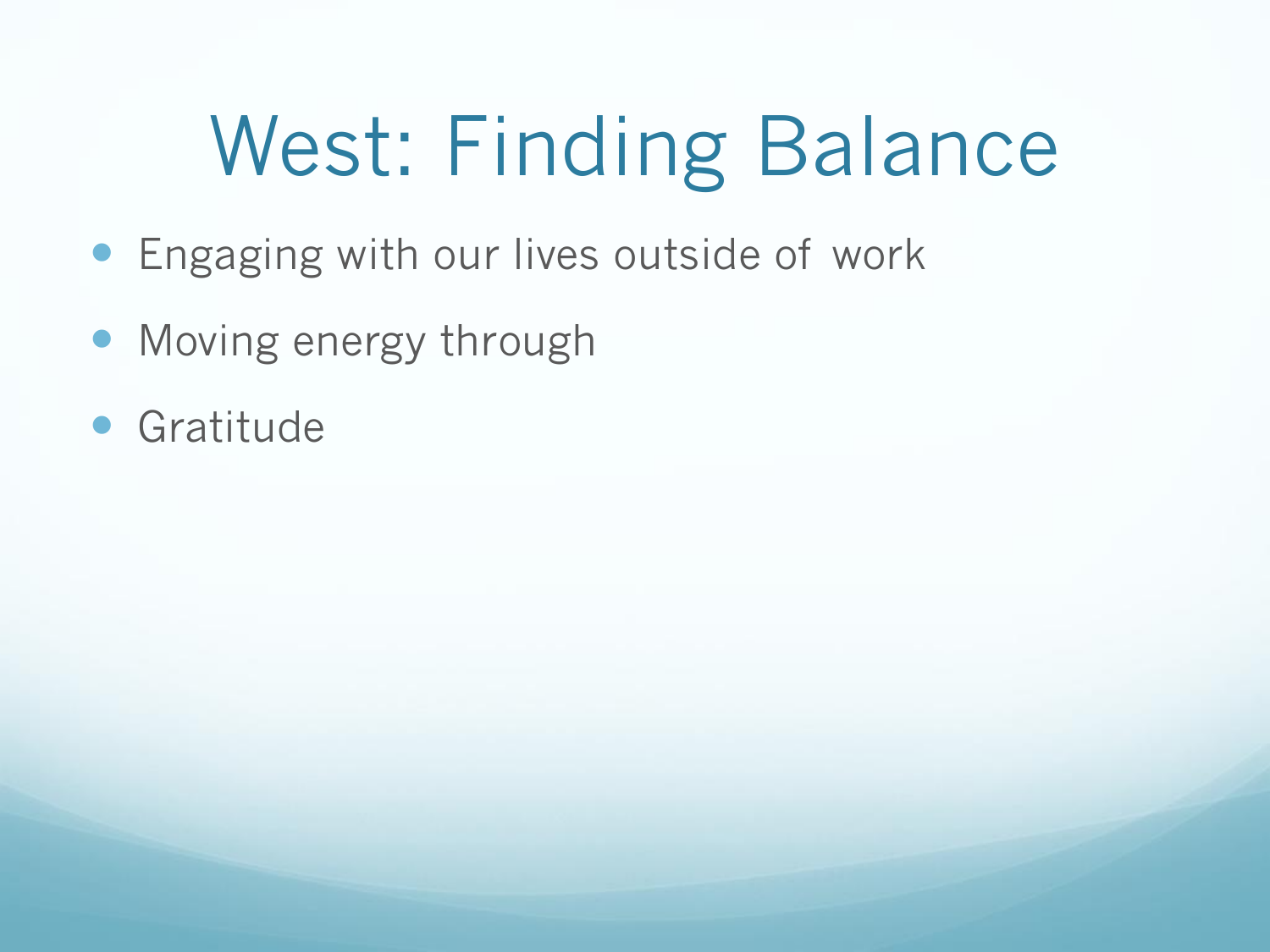# West: Finding Balance

- Engaging with our lives outside of work
- Moving energy through
- Gratitude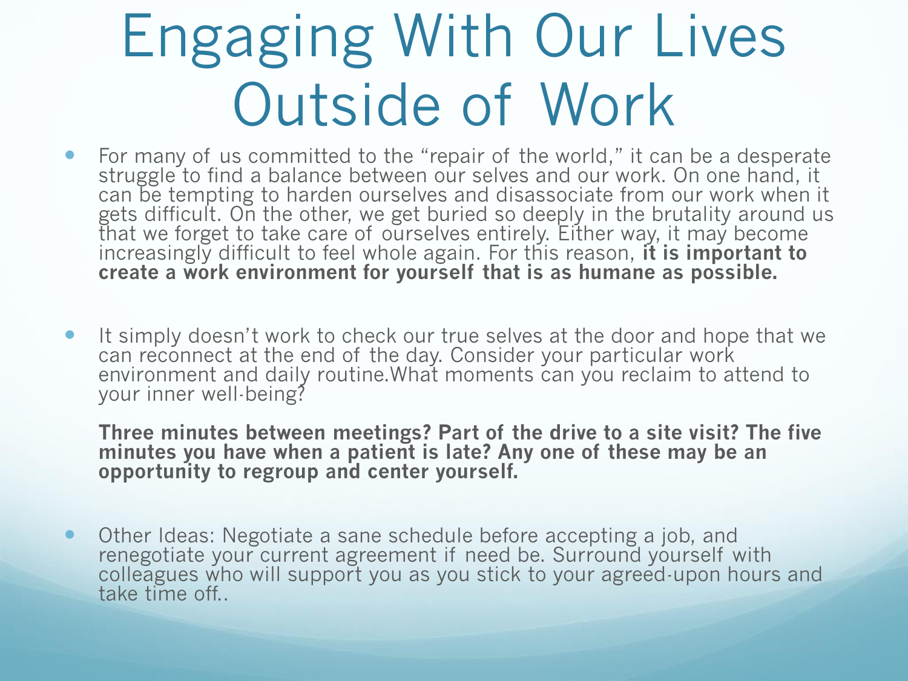# Engaging With Our Lives Outside of Work

- For many of us committed to the “repair of the world,” it can be a desperate struggle to find a balance between our selves and our work. On one hand, it can be tempting to harden ourselves and disassociate from our work when it gets difficult. On the other, we get buried so deeply in the brutality around us that we forget to take care of ourselves entirely. Either way, it may become increasingly difficult to feel whole again. For this reason, **it is important to create a work environment for yourself that is as humane as possible.**

- It simply doesn’t work to check our true selves at the door and hope that we can reconnect at the end of the day. Consider your particular work environment and daily routine.What moments can you reclaim to attend to your inner well-being?

  **Three minutes between meetings? Part of the drive to a site visit? The five minutes you have when a patient is late? Any one of these may be an opportunity to regroup and center yourself.**

- Other Ideas: Negotiate a sane schedule before accepting a job, and renegotiate your current agreement if need be. Surround yourself with colleagues who will support you as you stick to your agreed-upon hours and take time off..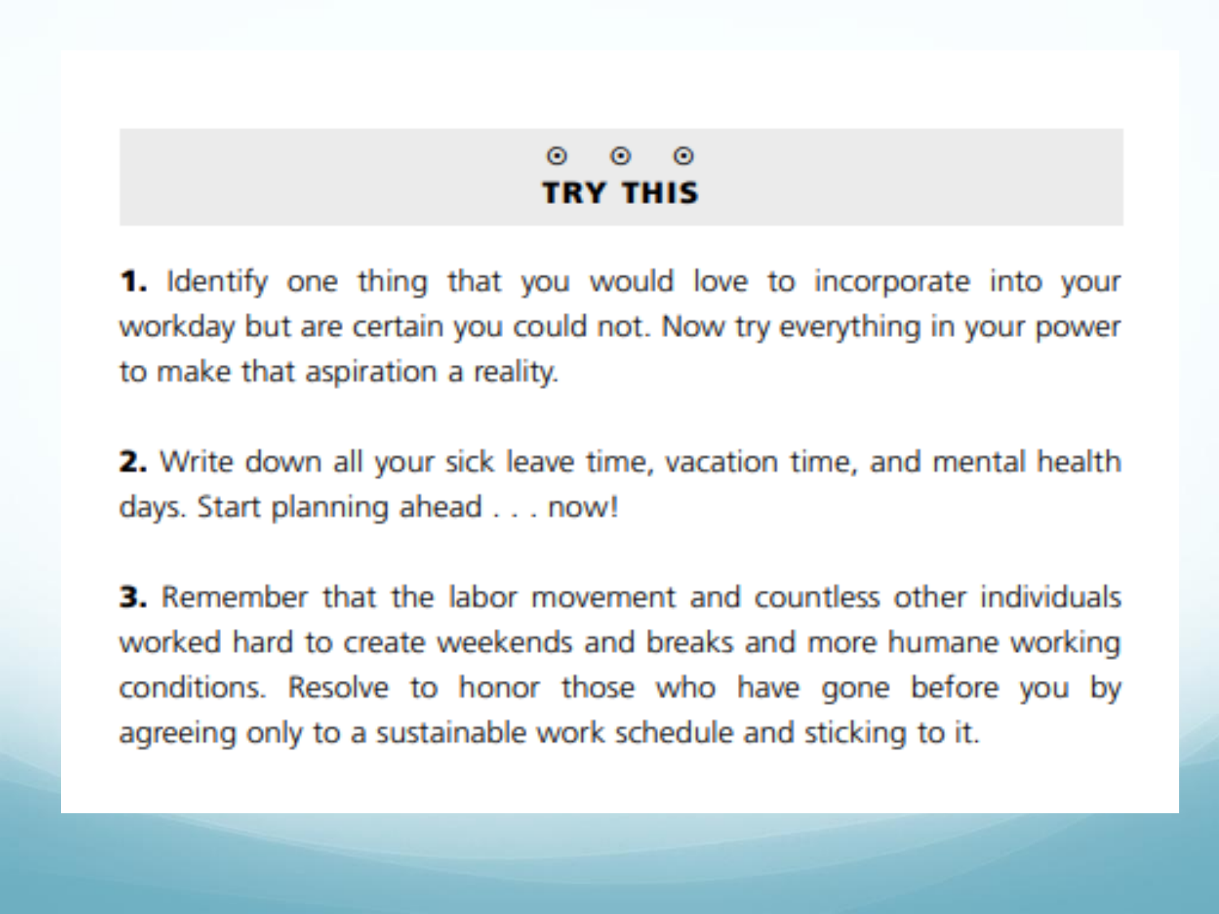## TRY THIS

**1.** Identify one thing that you would love to incorporate into your workday but are certain you could not. Now try everything in your power to make that aspiration a reality.

**2.** Write down all your sick leave time, vacation time, and mental health days. Start planning ahead . . . now!

**3.** Remember that the labor movement and countless other individuals worked hard to create weekends and breaks and more humane working conditions. Resolve to honor those who have gone before you by agreeing only to a sustainable work schedule and sticking to it.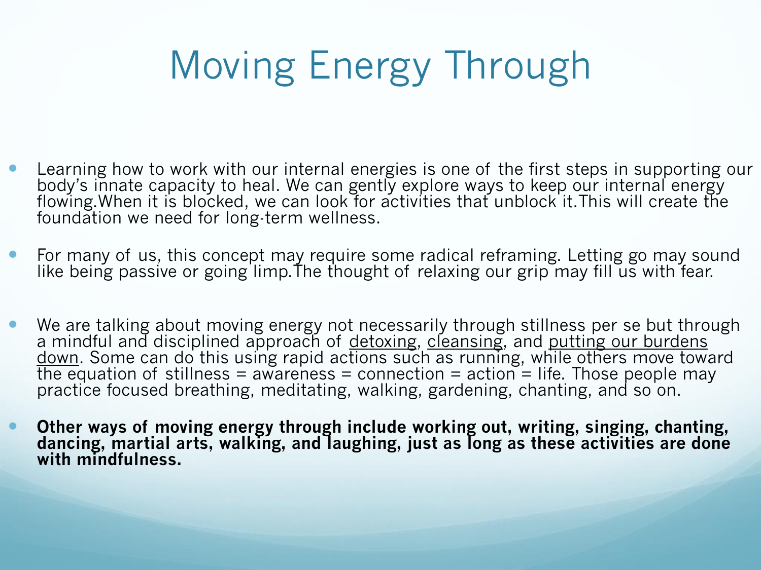# Moving Energy Through

- Learning how to work with our internal energies is one of the first steps in supporting our body's innate capacity to heal. We can gently explore ways to keep our internal energy flowing.When it is blocked, we can look for activities that unblock it.This will create the foundation we need for long-term wellness.

- For many of us, this concept may require some radical reframing. Letting go may sound like being passive or going limp.The thought of relaxing our grip may fill us with fear.

- We are talking about moving energy not necessarily through stillness per se but through a mindful and disciplined approach of <u>detoxing</u>, <u>cleansing</u>, and <u>putting our burdens down</u>. Some can do this using rapid actions such as running, while others move toward the equation of stillness = awareness = connection = action = life. Those people may practice focused breathing, meditating, walking, gardening, chanting, and so on.

- **Other ways of moving energy through include working out, writing, singing, chanting, dancing, martial arts, walking, and laughing, just as long as these activities are done with mindfulness.**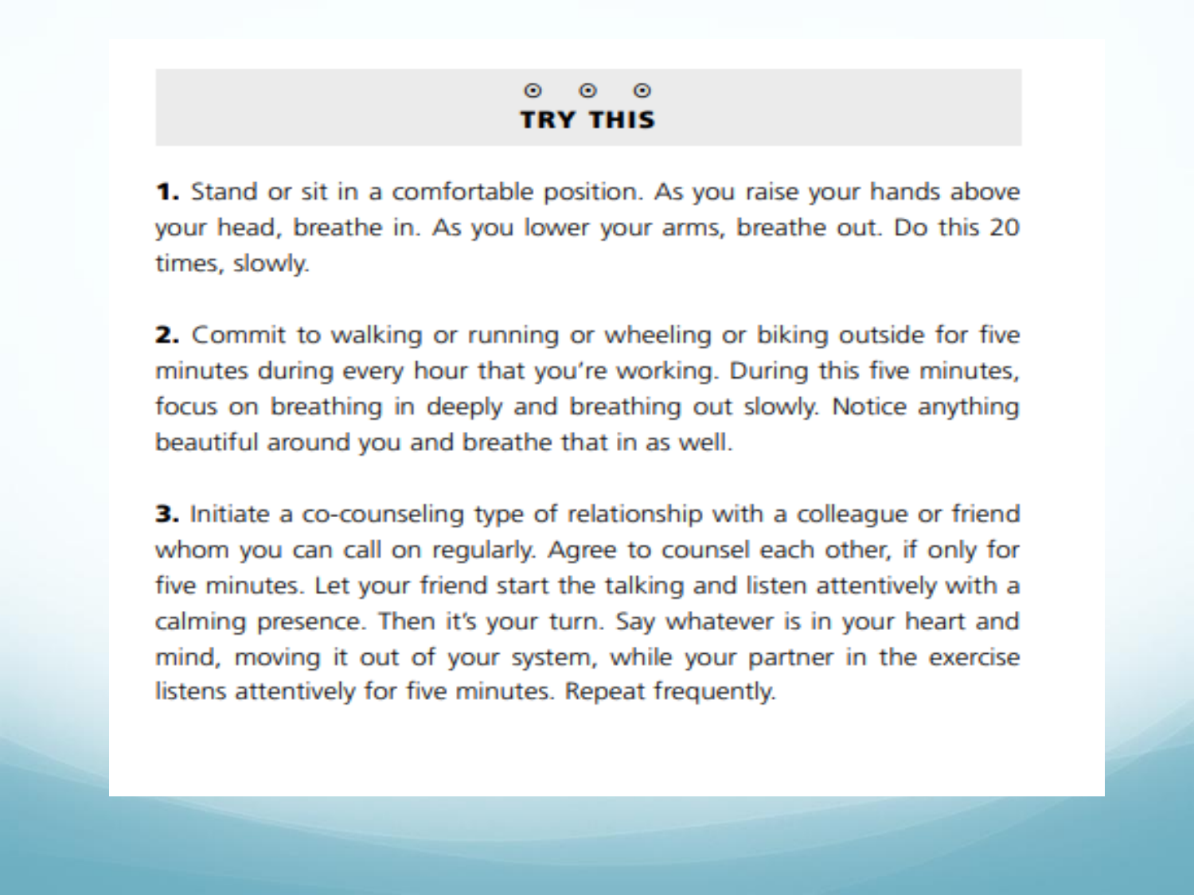## TRY THIS

**1.** Stand or sit in a comfortable position. As you raise your hands above your head, breathe in. As you lower your arms, breathe out. Do this 20 times, slowly.

**2.** Commit to walking or running or wheeling or biking outside for five minutes during every hour that you're working. During this five minutes, focus on breathing in deeply and breathing out slowly. Notice anything beautiful around you and breathe that in as well.

**3.** Initiate a co-counseling type of relationship with a colleague or friend whom you can call on regularly. Agree to counsel each other, if only for five minutes. Let your friend start the talking and listen attentively with a calming presence. Then it's your turn. Say whatever is in your heart and mind, moving it out of your system, while your partner in the exercise listens attentively for five minutes. Repeat frequently.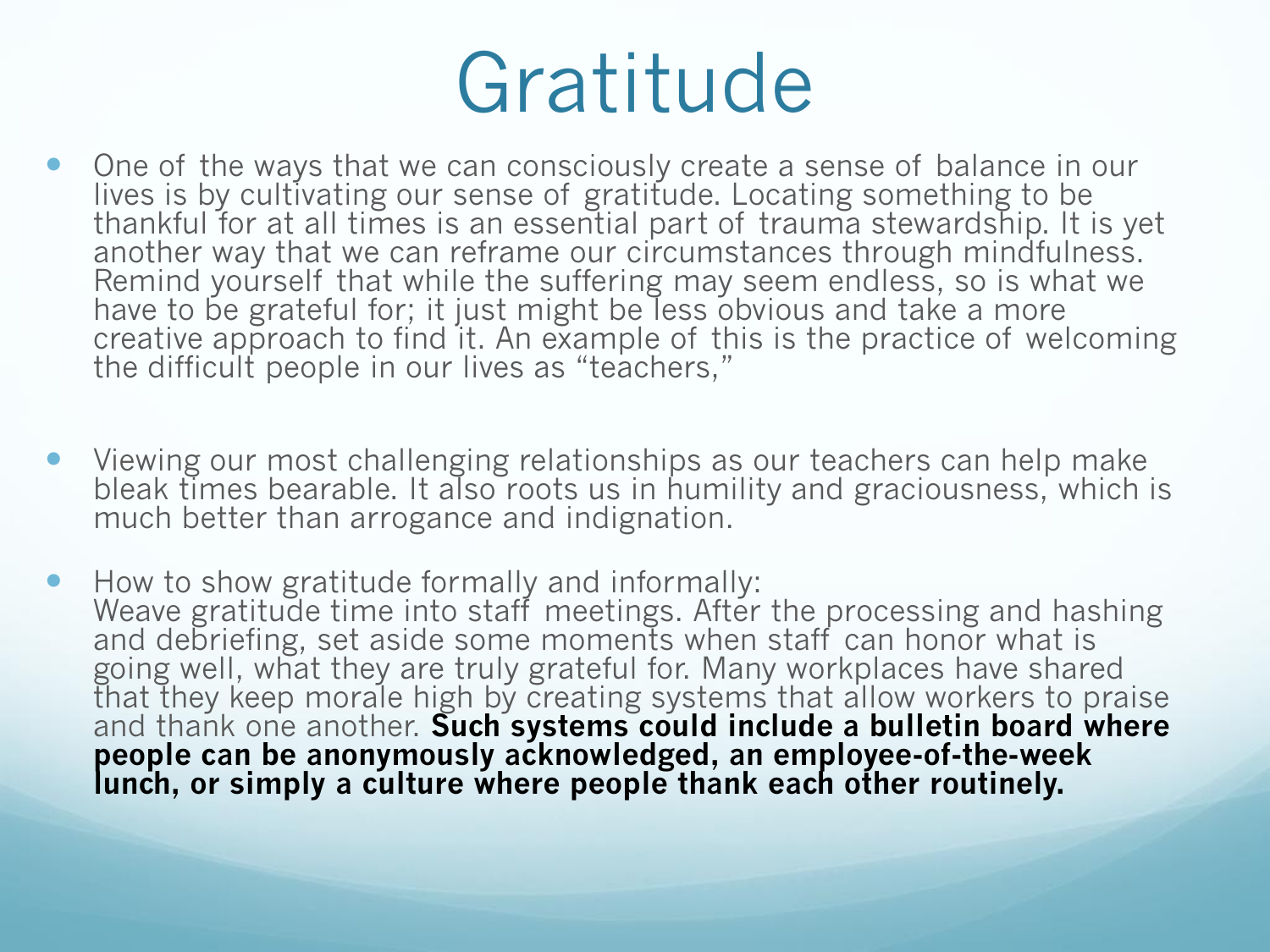# Gratitude

- One of the ways that we can consciously create a sense of balance in our lives is by cultivating our sense of gratitude. Locating something to be thankful for at all times is an essential part of trauma stewardship. It is yet another way that we can reframe our circumstances through mindfulness. Remind yourself that while the suffering may seem endless, so is what we have to be grateful for; it just might be less obvious and take a more creative approach to find it. An example of this is the practice of welcoming the difficult people in our lives as "teachers,"

- Viewing our most challenging relationships as our teachers can help make bleak times bearable. It also roots us in humility and graciousness, which is much better than arrogance and indignation.

- How to show gratitude formally and informally:
  Weave gratitude time into staff meetings. After the processing and hashing and debriefing, set aside some moments when staff can honor what is going well, what they are truly grateful for. Many workplaces have shared that they keep morale high by creating systems that allow workers to praise and thank one another. **Such systems could include a bulletin board where people can be anonymously acknowledged, an employee-of-the-week lunch, or simply a culture where people thank each other routinely.**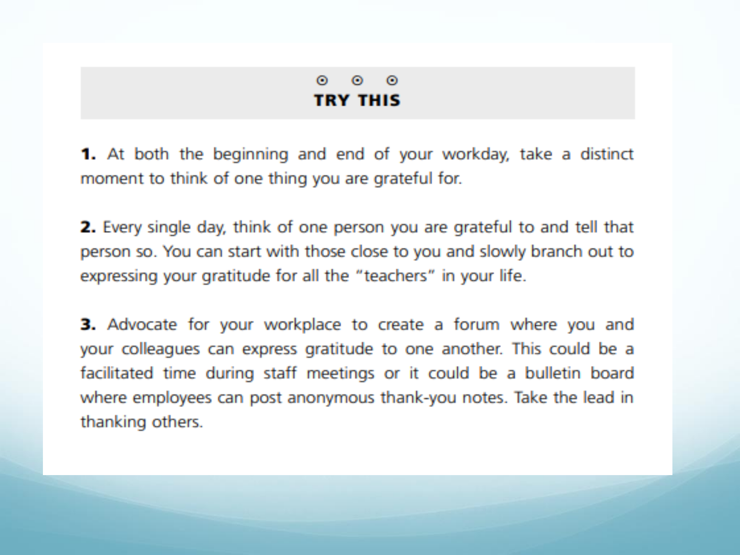## TRY THIS

**1.** At both the beginning and end of your workday, take a distinct moment to think of one thing you are grateful for.

**2.** Every single day, think of one person you are grateful to and tell that person so. You can start with those close to you and slowly branch out to expressing your gratitude for all the "teachers" in your life.

**3.** Advocate for your workplace to create a forum where you and your colleagues can express gratitude to one another. This could be a facilitated time during staff meetings or it could be a bulletin board where employees can post anonymous thank-you notes. Take the lead in thanking others.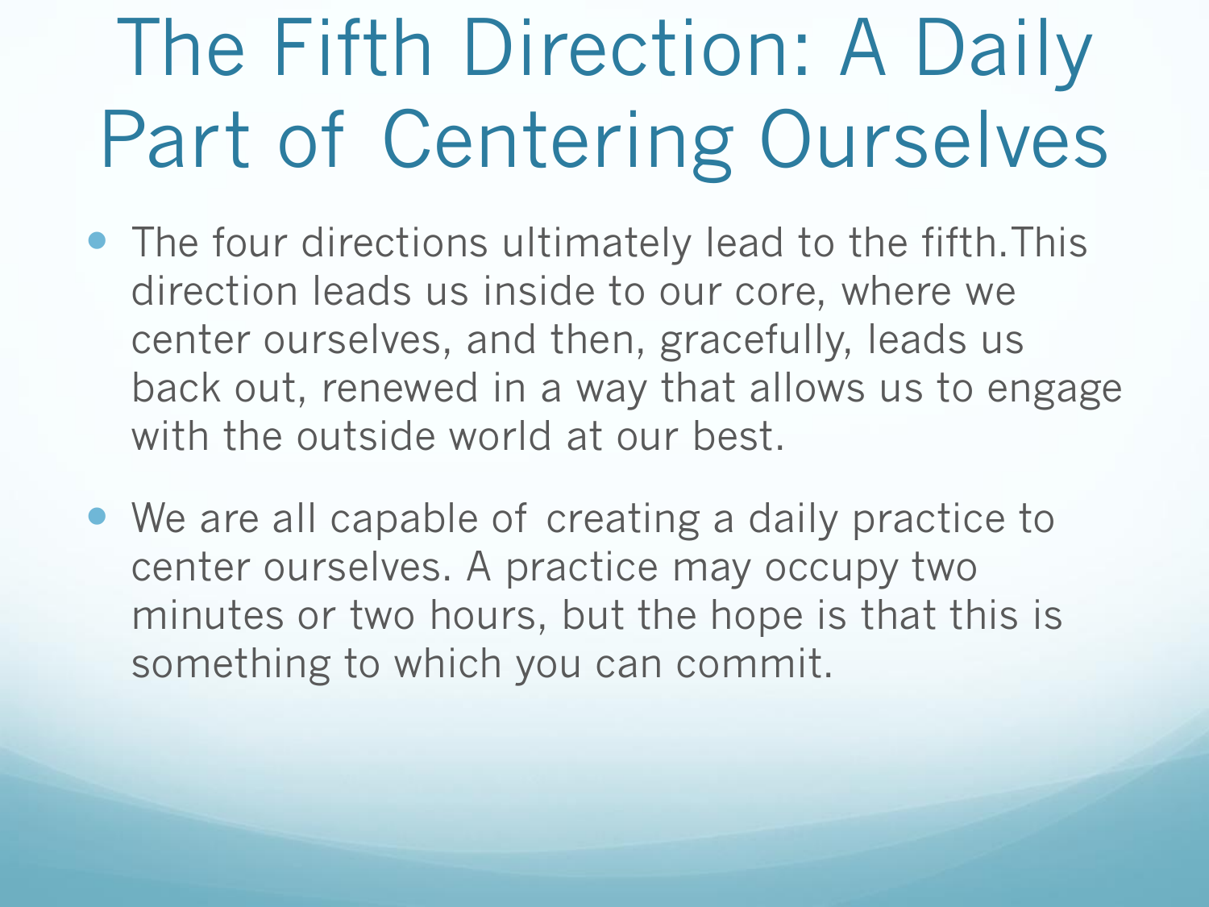# The Fifth Direction: A Daily Part of Centering Ourselves

- The four directions ultimately lead to the fifth. This direction leads us inside to our core, where we center ourselves, and then, gracefully, leads us back out, renewed in a way that allows us to engage with the outside world at our best.
- We are all capable of creating a daily practice to center ourselves. A practice may occupy two minutes or two hours, but the hope is that this is something to which you can commit.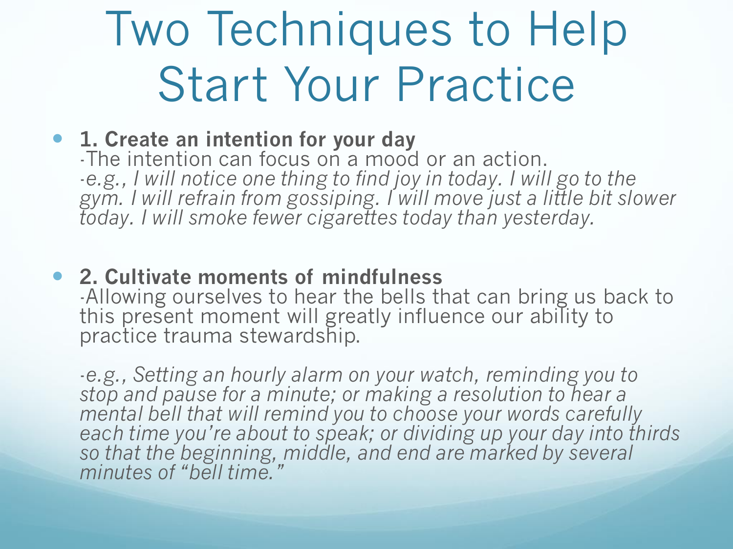# Two Techniques to Help Start Your Practice

- **1. Create an intention for your day**
  -The intention can focus on a mood or an action.
  -e.g., *I will notice one thing to find joy in today. I will go to the gym. I will refrain from gossiping. I will move just a little bit slower today. I will smoke fewer cigarettes today than yesterday.*

- **2. Cultivate moments of mindfulness**
  -Allowing ourselves to hear the bells that can bring us back to this present moment will greatly influence our ability to practice trauma stewardship.

  -e.g., *Setting an hourly alarm on your watch, reminding you to stop and pause for a minute; or making a resolution to hear a mental bell that will remind you to choose your words carefully each time you're about to speak; or dividing up your day into thirds so that the beginning, middle, and end are marked by several minutes of "bell time."*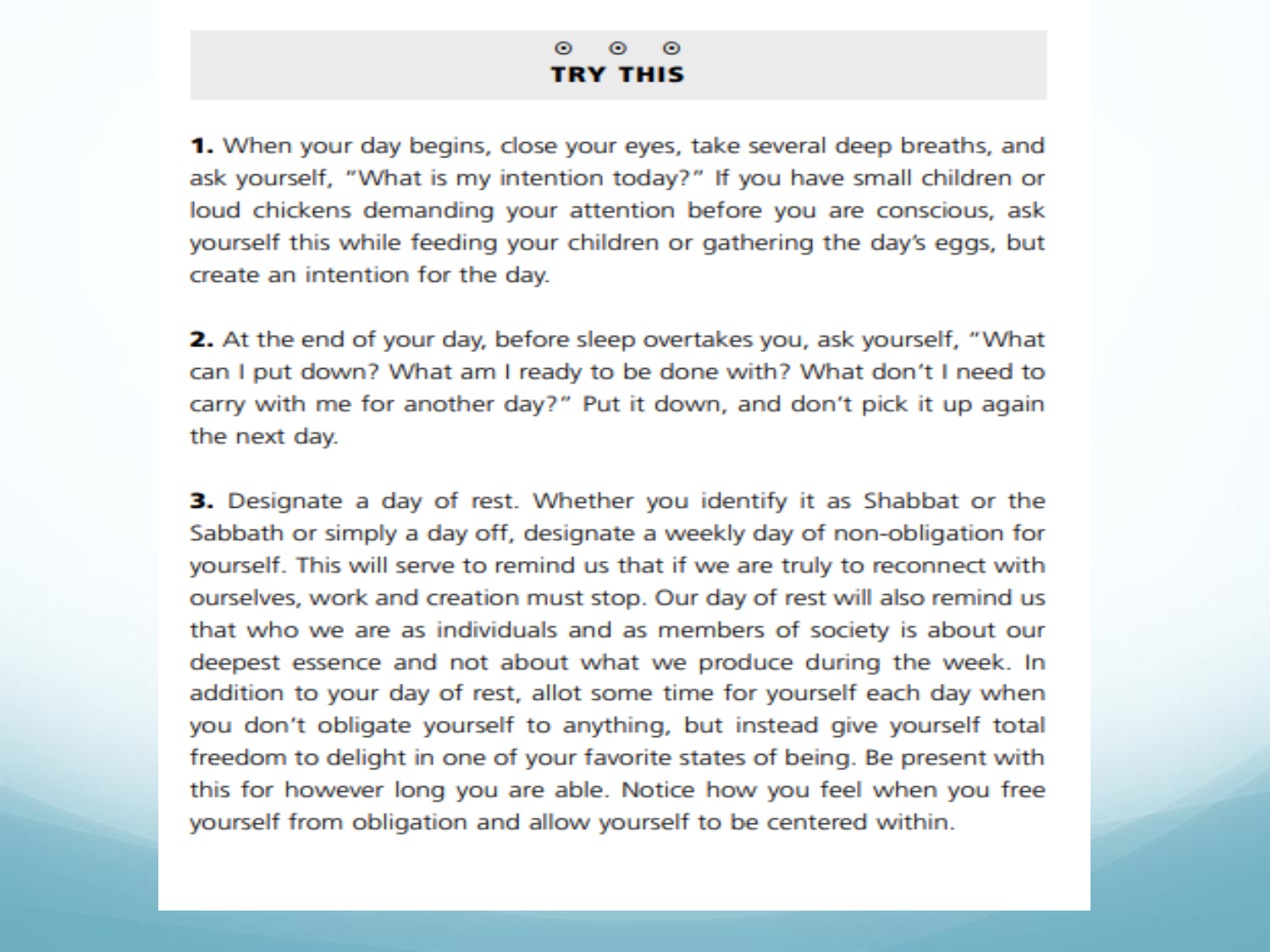## TRY THIS

**1.** When your day begins, close your eyes, take several deep breaths, and ask yourself, "What is my intention today?" If you have small children or loud chickens demanding your attention before you are conscious, ask yourself this while feeding your children or gathering the day's eggs, but create an intention for the day.

**2.** At the end of your day, before sleep overtakes you, ask yourself, "What can I put down? What am I ready to be done with? What don't I need to carry with me for another day?" Put it down, and don't pick it up again the next day.

**3.** Designate a day of rest. Whether you identify it as Shabbat or the Sabbath or simply a day off, designate a weekly day of non-obligation for yourself. This will serve to remind us that if we are truly to reconnect with ourselves, work and creation must stop. Our day of rest will also remind us that who we are as individuals and as members of society is about our deepest essence and not about what we produce during the week. In addition to your day of rest, allot some time for yourself each day when you don't obligate yourself to anything, but instead give yourself total freedom to delight in one of your favorite states of being. Be present with this for however long you are able. Notice how you feel when you free yourself from obligation and allow yourself to be centered within.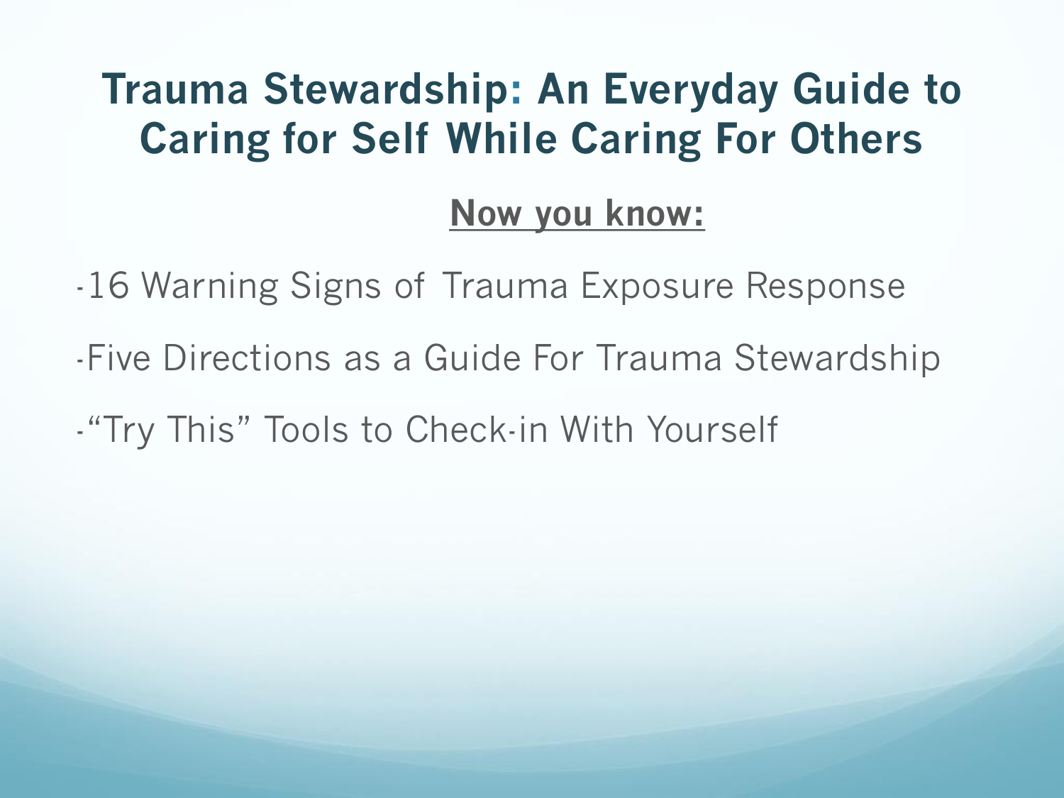# Trauma Stewardship: An Everyday Guide to Caring for Self While Caring For Others

**Now you know:**

- 16 Warning Signs of Trauma Exposure Response
- Five Directions as a Guide For Trauma Stewardship
- "Try This" Tools to Check-in With Yourself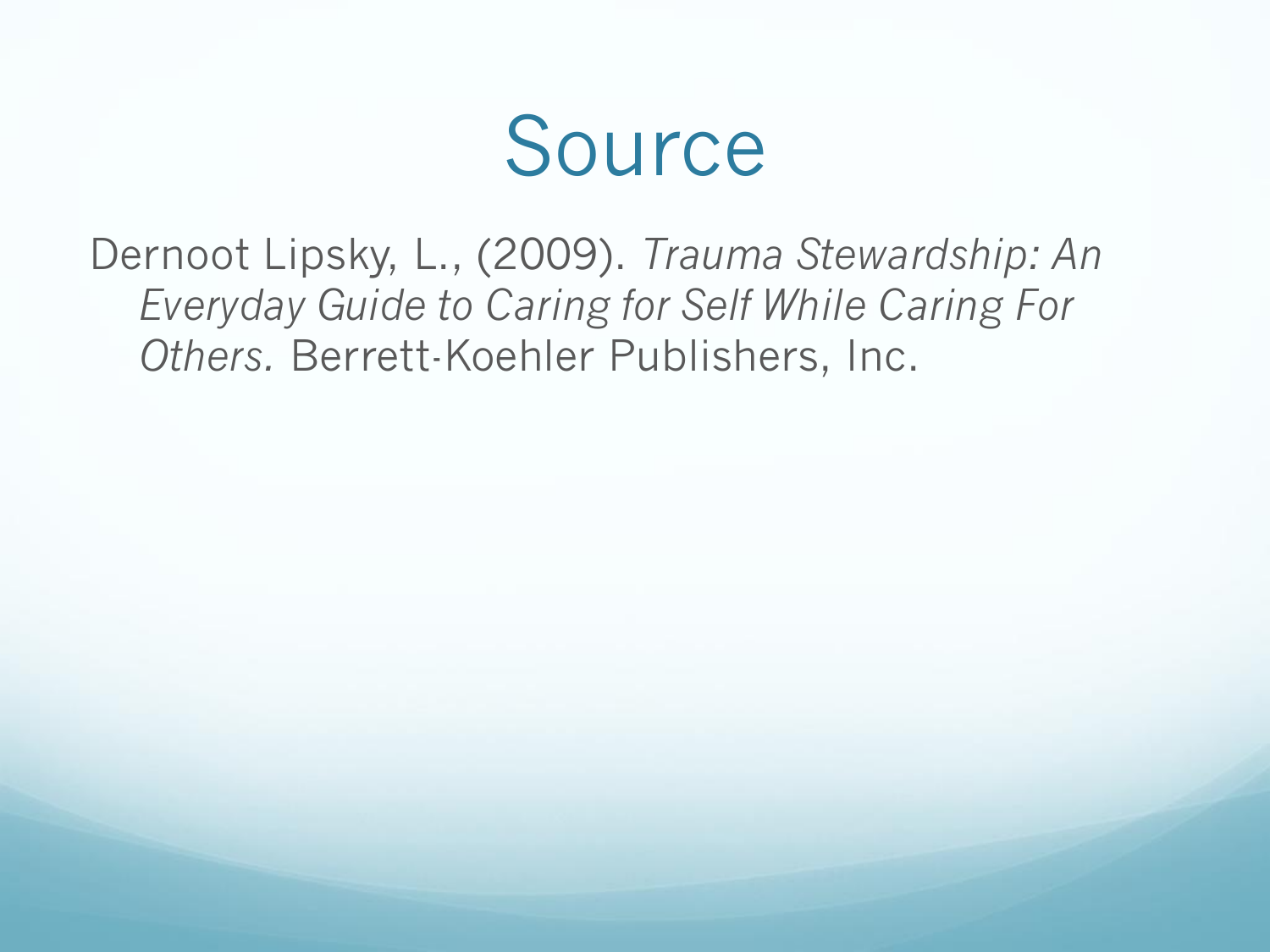# Source

Dernoot Lipsky, L., (2009). *Trauma Stewardship: An Everyday Guide to Caring for Self While Caring For Others.* Berrett-Koehler Publishers, Inc.